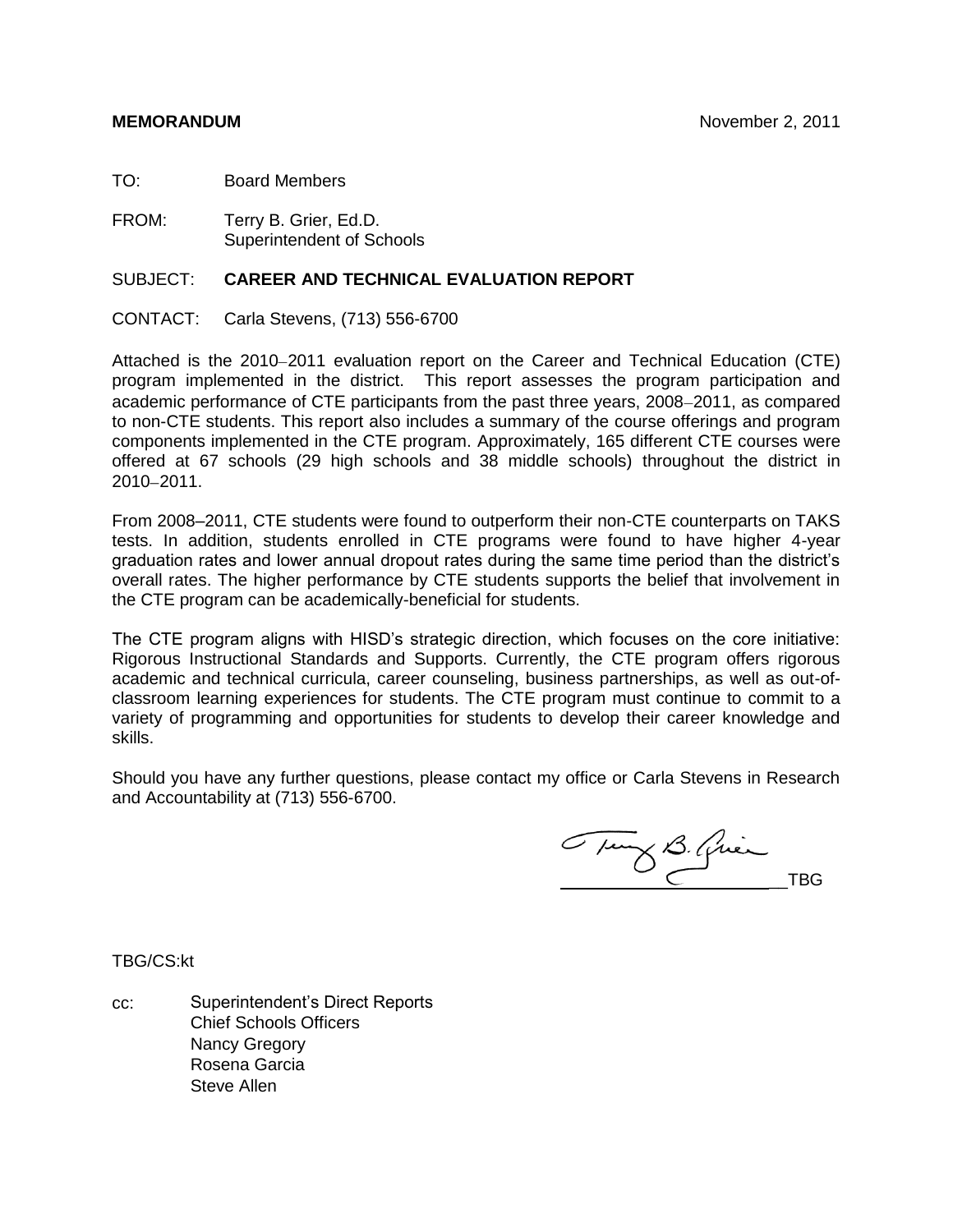**MEMORANDUM** November 2, 2011

TO: Board Members

FROM: Terry B. Grier, Ed.D.
Superintendent of Schools

SUBJECT: **CAREER AND TECHNICAL EVALUATION REPORT**

CONTACT: Carla Stevens, (713) 556-6700

Attached is the 2010–2011 evaluation report on the Career and Technical Education (CTE) program implemented in the district. This report assesses the program participation and academic performance of CTE participants from the past three years, 2008–2011, as compared to non-CTE students. This report also includes a summary of the course offerings and program components implemented in the CTE program. Approximately, 165 different CTE courses were offered at 67 schools (29 high schools and 38 middle schools) throughout the district in 2010–2011.

From 2008–2011, CTE students were found to outperform their non-CTE counterparts on TAKS tests. In addition, students enrolled in CTE programs were found to have higher 4-year graduation rates and lower annual dropout rates during the same time period than the district's overall rates. The higher performance by CTE students supports the belief that involvement in the CTE program can be academically-beneficial for students.

The CTE program aligns with HISD's strategic direction, which focuses on the core initiative: Rigorous Instructional Standards and Supports. Currently, the CTE program offers rigorous academic and technical curricula, career counseling, business partnerships, as well as out-of-classroom learning experiences for students. The CTE program must continue to commit to a variety of programming and opportunities for students to develop their career knowledge and skills.

Should you have any further questions, please contact my office or Carla Stevens in Research and Accountability at (713) 556-6700.

Terry B. Grier

_______________TBG

TBG/CS:kt

cc: Superintendent's Direct Reports
Chief Schools Officers
Nancy Gregory
Rosena Garcia
Steve Allen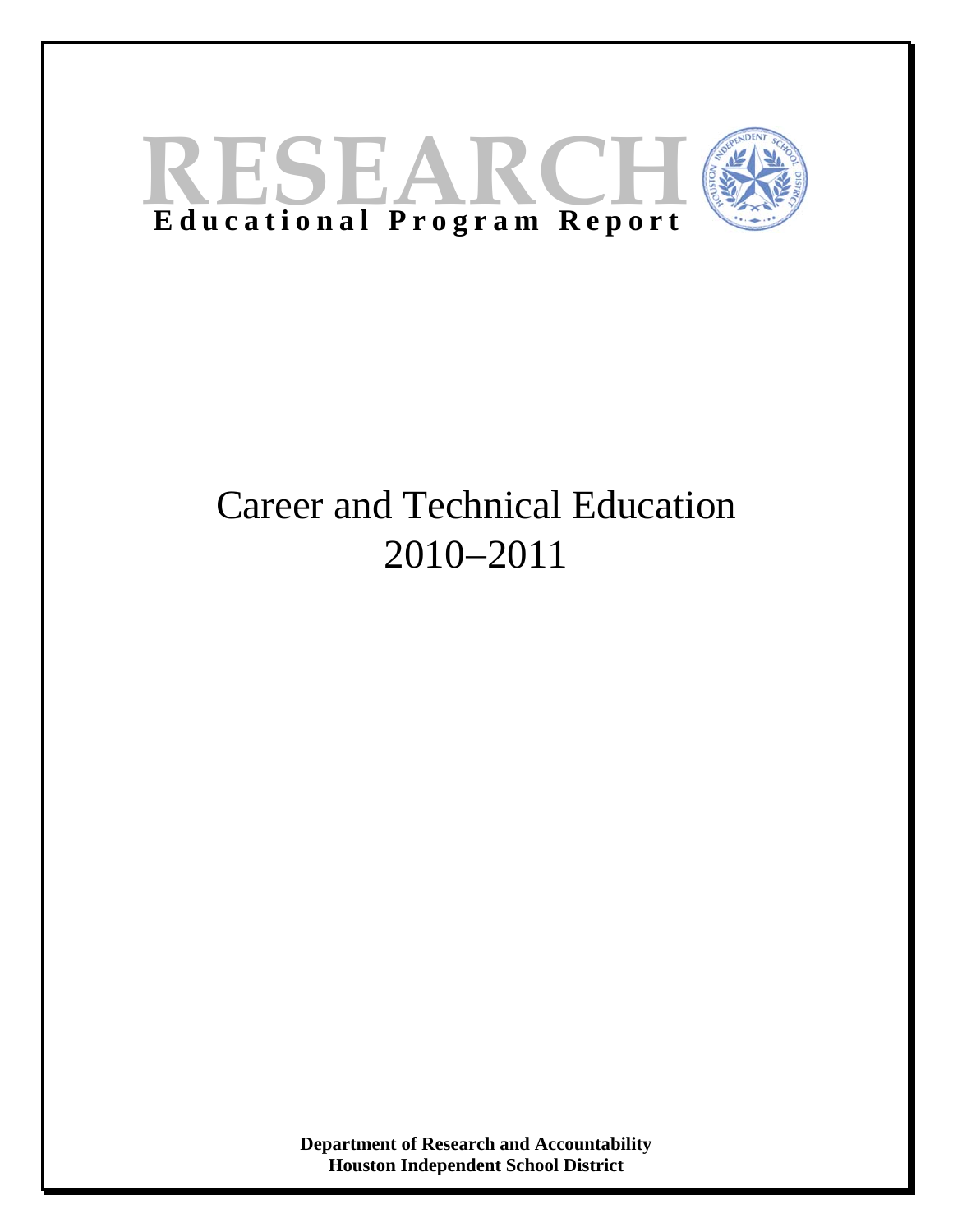# RESEARCH

**Educational Program Report**

# Career and Technical Education 2010–2011

**Department of Research and Accountability**
**Houston Independent School District**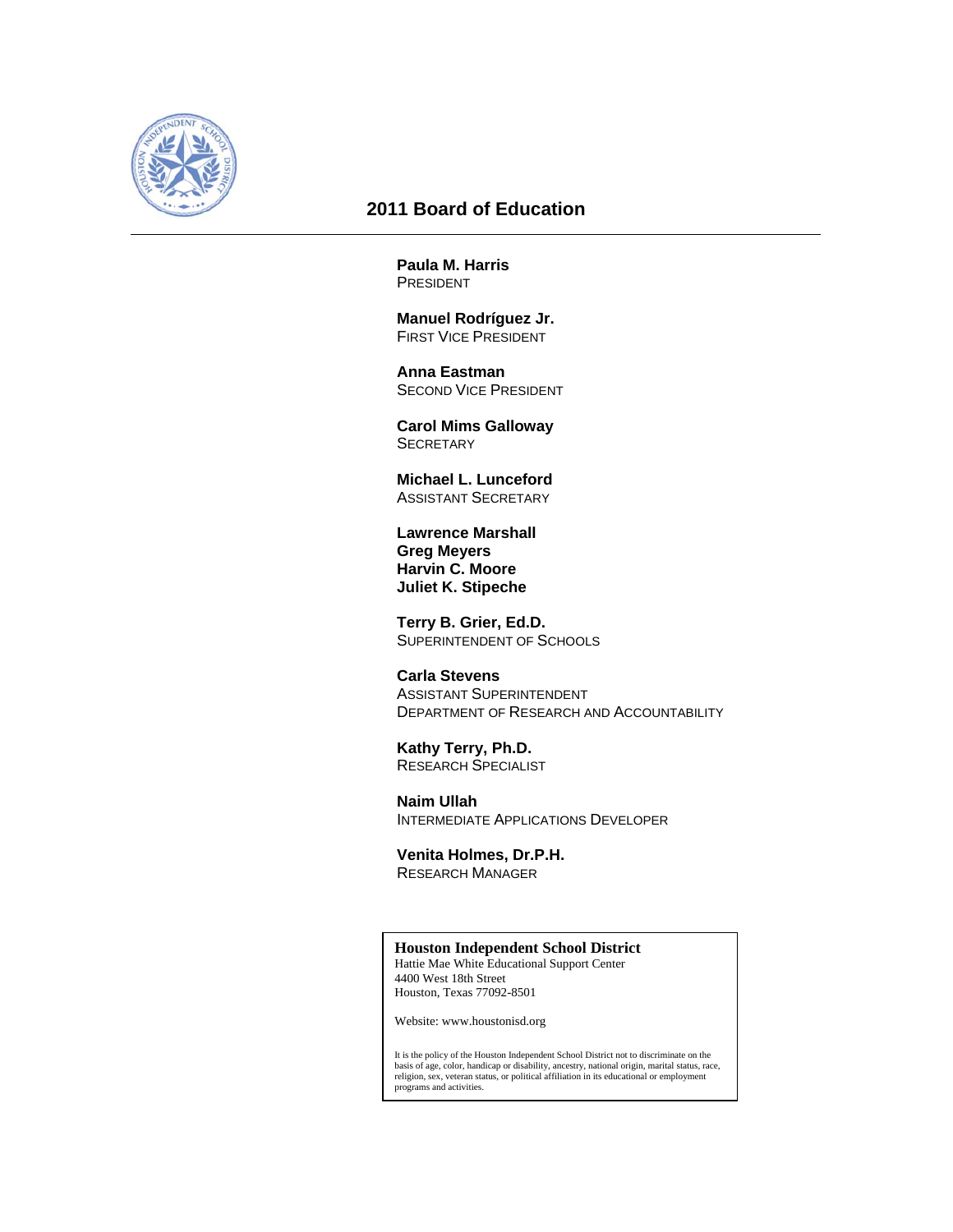## 2011 Board of Education

**Paula M. Harris**
PRESIDENT

**Manuel Rodríguez Jr.**
FIRST VICE PRESIDENT

**Anna Eastman**
SECOND VICE PRESIDENT

**Carol Mims Galloway**
SECRETARY

**Michael L. Lunceford**
ASSISTANT SECRETARY

**Lawrence Marshall**
**Greg Meyers**
**Harvin C. Moore**
**Juliet K. Stipeche**

**Terry B. Grier, Ed.D.**
SUPERINTENDENT OF SCHOOLS

**Carla Stevens**
ASSISTANT SUPERINTENDENT
DEPARTMENT OF RESEARCH AND ACCOUNTABILITY

**Kathy Terry, Ph.D.**
RESEARCH SPECIALIST

**Naim Ullah**
INTERMEDIATE APPLICATIONS DEVELOPER

**Venita Holmes, Dr.P.H.**
RESEARCH MANAGER

**Houston Independent School District**
Hattie Mae White Educational Support Center
4400 West 18th Street
Houston, Texas 77092-8501

Website: www.houstonisd.org

It is the policy of the Houston Independent School District not to discriminate on the basis of age, color, handicap or disability, ancestry, national origin, marital status, race, religion, sex, veteran status, or political affiliation in its educational or employment programs and activities.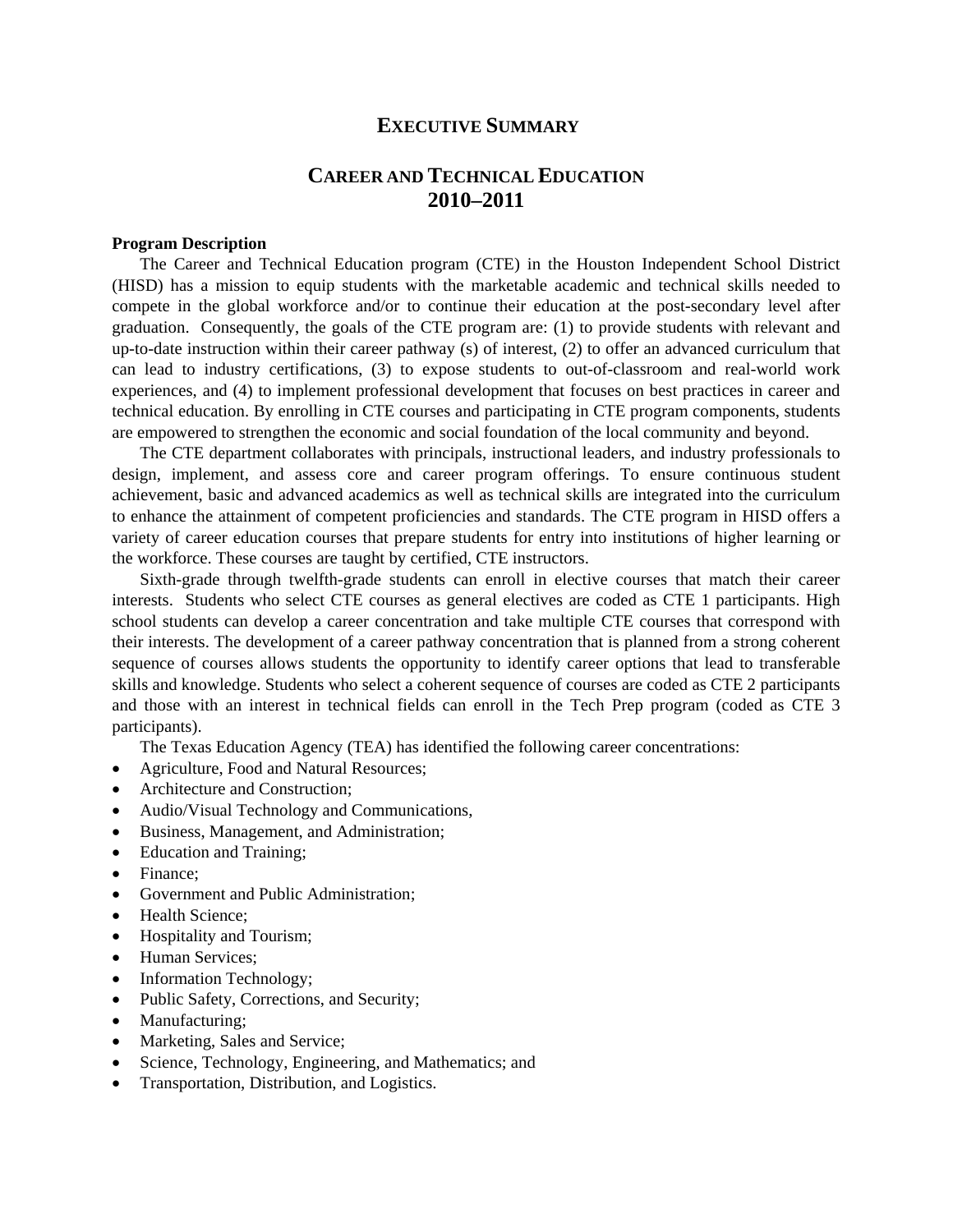# EXECUTIVE SUMMARY

# CAREER AND TECHNICAL EDUCATION 2010–2011

**Program Description**

The Career and Technical Education program (CTE) in the Houston Independent School District (HISD) has a mission to equip students with the marketable academic and technical skills needed to compete in the global workforce and/or to continue their education at the post-secondary level after graduation. Consequently, the goals of the CTE program are: (1) to provide students with relevant and up-to-date instruction within their career pathway (s) of interest, (2) to offer an advanced curriculum that can lead to industry certifications, (3) to expose students to out-of-classroom and real-world work experiences, and (4) to implement professional development that focuses on best practices in career and technical education. By enrolling in CTE courses and participating in CTE program components, students are empowered to strengthen the economic and social foundation of the local community and beyond.

The CTE department collaborates with principals, instructional leaders, and industry professionals to design, implement, and assess core and career program offerings. To ensure continuous student achievement, basic and advanced academics as well as technical skills are integrated into the curriculum to enhance the attainment of competent proficiencies and standards. The CTE program in HISD offers a variety of career education courses that prepare students for entry into institutions of higher learning or the workforce. These courses are taught by certified, CTE instructors.

Sixth-grade through twelfth-grade students can enroll in elective courses that match their career interests. Students who select CTE courses as general electives are coded as CTE 1 participants. High school students can develop a career concentration and take multiple CTE courses that correspond with their interests. The development of a career pathway concentration that is planned from a strong coherent sequence of courses allows students the opportunity to identify career options that lead to transferable skills and knowledge. Students who select a coherent sequence of courses are coded as CTE 2 participants and those with an interest in technical fields can enroll in the Tech Prep program (coded as CTE 3 participants).

The Texas Education Agency (TEA) has identified the following career concentrations:

- Agriculture, Food and Natural Resources;
- Architecture and Construction;
- Audio/Visual Technology and Communications,
- Business, Management, and Administration;
- Education and Training;
- Finance;
- Government and Public Administration;
- Health Science;
- Hospitality and Tourism;
- Human Services;
- Information Technology;
- Public Safety, Corrections, and Security;
- Manufacturing;
- Marketing, Sales and Service;
- Science, Technology, Engineering, and Mathematics; and
- Transportation, Distribution, and Logistics.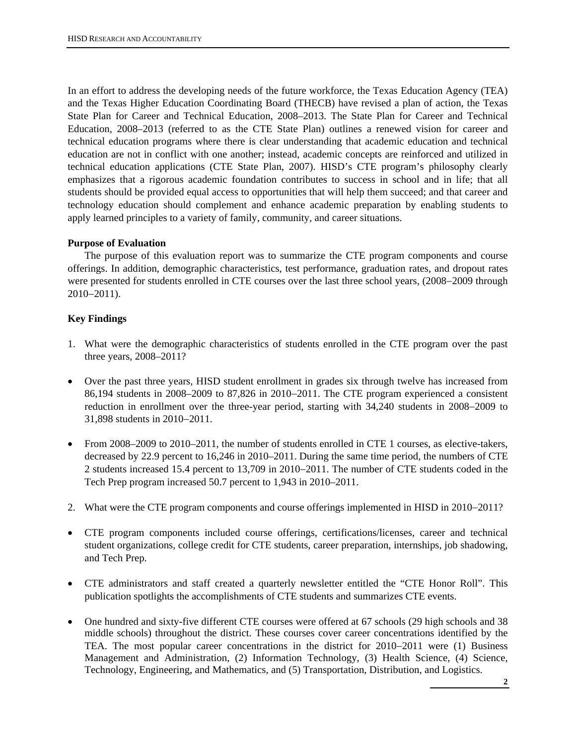In an effort to address the developing needs of the future workforce, the Texas Education Agency (TEA) and the Texas Higher Education Coordinating Board (THECB) have revised a plan of action, the Texas State Plan for Career and Technical Education, 2008–2013. The State Plan for Career and Technical Education, 2008–2013 (referred to as the CTE State Plan) outlines a renewed vision for career and technical education programs where there is clear understanding that academic education and technical education are not in conflict with one another; instead, academic concepts are reinforced and utilized in technical education applications (CTE State Plan, 2007). HISD's CTE program's philosophy clearly emphasizes that a rigorous academic foundation contributes to success in school and in life; that all students should be provided equal access to opportunities that will help them succeed; and that career and technology education should complement and enhance academic preparation by enabling students to apply learned principles to a variety of family, community, and career situations.

**Purpose of Evaluation**

The purpose of this evaluation report was to summarize the CTE program components and course offerings. In addition, demographic characteristics, test performance, graduation rates, and dropout rates were presented for students enrolled in CTE courses over the last three school years, (2008–2009 through 2010–2011).

**Key Findings**

1. What were the demographic characteristics of students enrolled in the CTE program over the past three years, 2008–2011?

- Over the past three years, HISD student enrollment in grades six through twelve has increased from 86,194 students in 2008–2009 to 87,826 in 2010–2011. The CTE program experienced a consistent reduction in enrollment over the three-year period, starting with 34,240 students in 2008–2009 to 31,898 students in 2010–2011.

- From 2008–2009 to 2010–2011, the number of students enrolled in CTE 1 courses, as elective-takers, decreased by 22.9 percent to 16,246 in 2010–2011. During the same time period, the numbers of CTE 2 students increased 15.4 percent to 13,709 in 2010–2011. The number of CTE students coded in the Tech Prep program increased 50.7 percent to 1,943 in 2010–2011.

2. What were the CTE program components and course offerings implemented in HISD in 2010–2011?

- CTE program components included course offerings, certifications/licenses, career and technical student organizations, college credit for CTE students, career preparation, internships, job shadowing, and Tech Prep.

- CTE administrators and staff created a quarterly newsletter entitled the "CTE Honor Roll". This publication spotlights the accomplishments of CTE students and summarizes CTE events.

- One hundred and sixty-five different CTE courses were offered at 67 schools (29 high schools and 38 middle schools) throughout the district. These courses cover career concentrations identified by the TEA. The most popular career concentrations in the district for 2010–2011 were (1) Business Management and Administration, (2) Information Technology, (3) Health Science, (4) Science, Technology, Engineering, and Mathematics, and (5) Transportation, Distribution, and Logistics.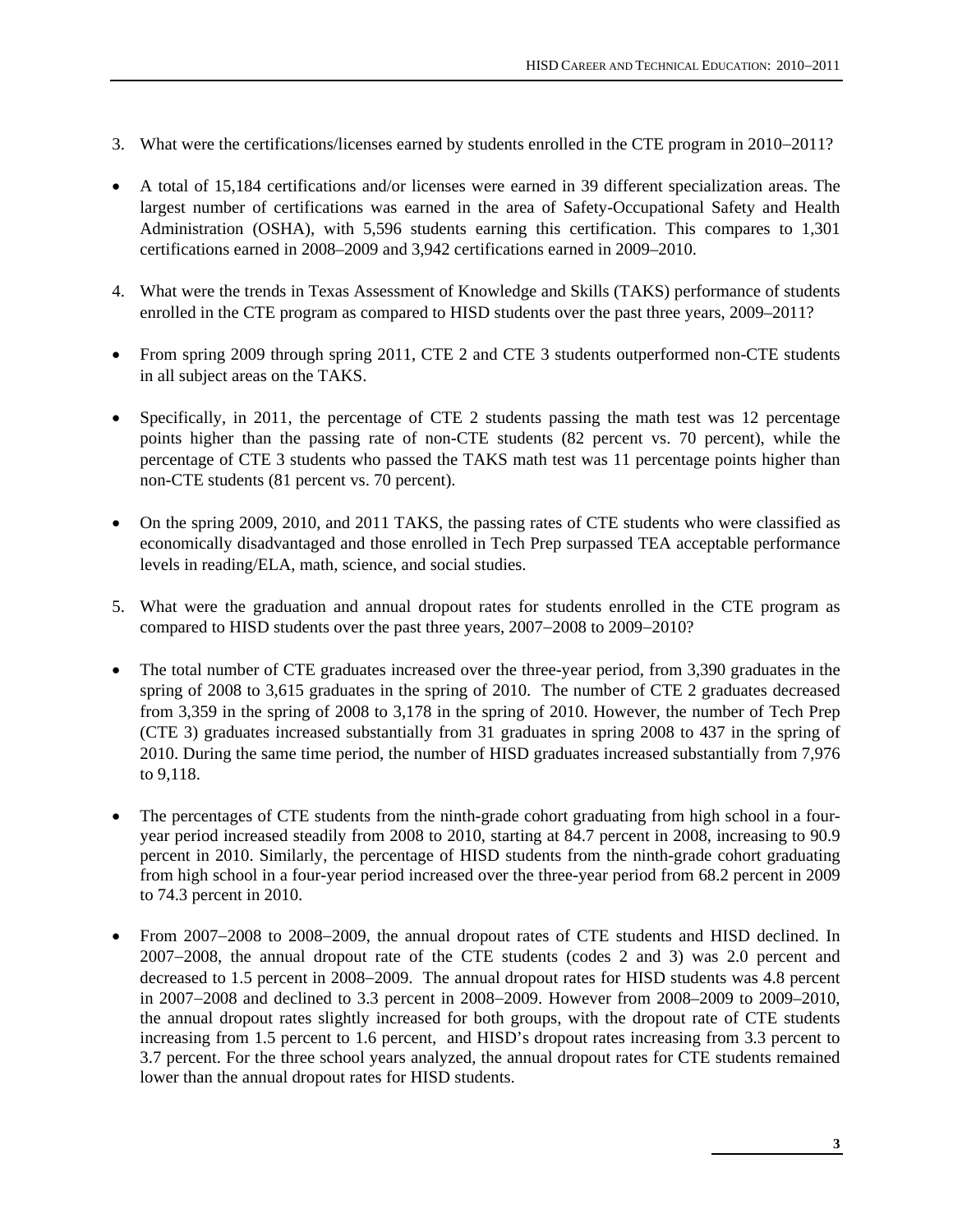3. What were the certifications/licenses earned by students enrolled in the CTE program in 2010–2011?

- A total of 15,184 certifications and/or licenses were earned in 39 different specialization areas. The largest number of certifications was earned in the area of Safety-Occupational Safety and Health Administration (OSHA), with 5,596 students earning this certification. This compares to 1,301 certifications earned in 2008–2009 and 3,942 certifications earned in 2009–2010.

4. What were the trends in Texas Assessment of Knowledge and Skills (TAKS) performance of students enrolled in the CTE program as compared to HISD students over the past three years, 2009–2011?

- From spring 2009 through spring 2011, CTE 2 and CTE 3 students outperformed non-CTE students in all subject areas on the TAKS.

- Specifically, in 2011, the percentage of CTE 2 students passing the math test was 12 percentage points higher than the passing rate of non-CTE students (82 percent vs. 70 percent), while the percentage of CTE 3 students who passed the TAKS math test was 11 percentage points higher than non-CTE students (81 percent vs. 70 percent).

- On the spring 2009, 2010, and 2011 TAKS, the passing rates of CTE students who were classified as economically disadvantaged and those enrolled in Tech Prep surpassed TEA acceptable performance levels in reading/ELA, math, science, and social studies.

5. What were the graduation and annual dropout rates for students enrolled in the CTE program as compared to HISD students over the past three years, 2007–2008 to 2009–2010?

- The total number of CTE graduates increased over the three-year period, from 3,390 graduates in the spring of 2008 to 3,615 graduates in the spring of 2010. The number of CTE 2 graduates decreased from 3,359 in the spring of 2008 to 3,178 in the spring of 2010. However, the number of Tech Prep (CTE 3) graduates increased substantially from 31 graduates in spring 2008 to 437 in the spring of 2010. During the same time period, the number of HISD graduates increased substantially from 7,976 to 9,118.

- The percentages of CTE students from the ninth-grade cohort graduating from high school in a four-year period increased steadily from 2008 to 2010, starting at 84.7 percent in 2008, increasing to 90.9 percent in 2010. Similarly, the percentage of HISD students from the ninth-grade cohort graduating from high school in a four-year period increased over the three-year period from 68.2 percent in 2009 to 74.3 percent in 2010.

- From 2007–2008 to 2008–2009, the annual dropout rates of CTE students and HISD declined. In 2007–2008, the annual dropout rate of the CTE students (codes 2 and 3) was 2.0 percent and decreased to 1.5 percent in 2008–2009. The annual dropout rates for HISD students was 4.8 percent in 2007–2008 and declined to 3.3 percent in 2008–2009. However from 2008–2009 to 2009–2010, the annual dropout rates slightly increased for both groups, with the dropout rate of CTE students increasing from 1.5 percent to 1.6 percent, and HISD's dropout rates increasing from 3.3 percent to 3.7 percent. For the three school years analyzed, the annual dropout rates for CTE students remained lower than the annual dropout rates for HISD students.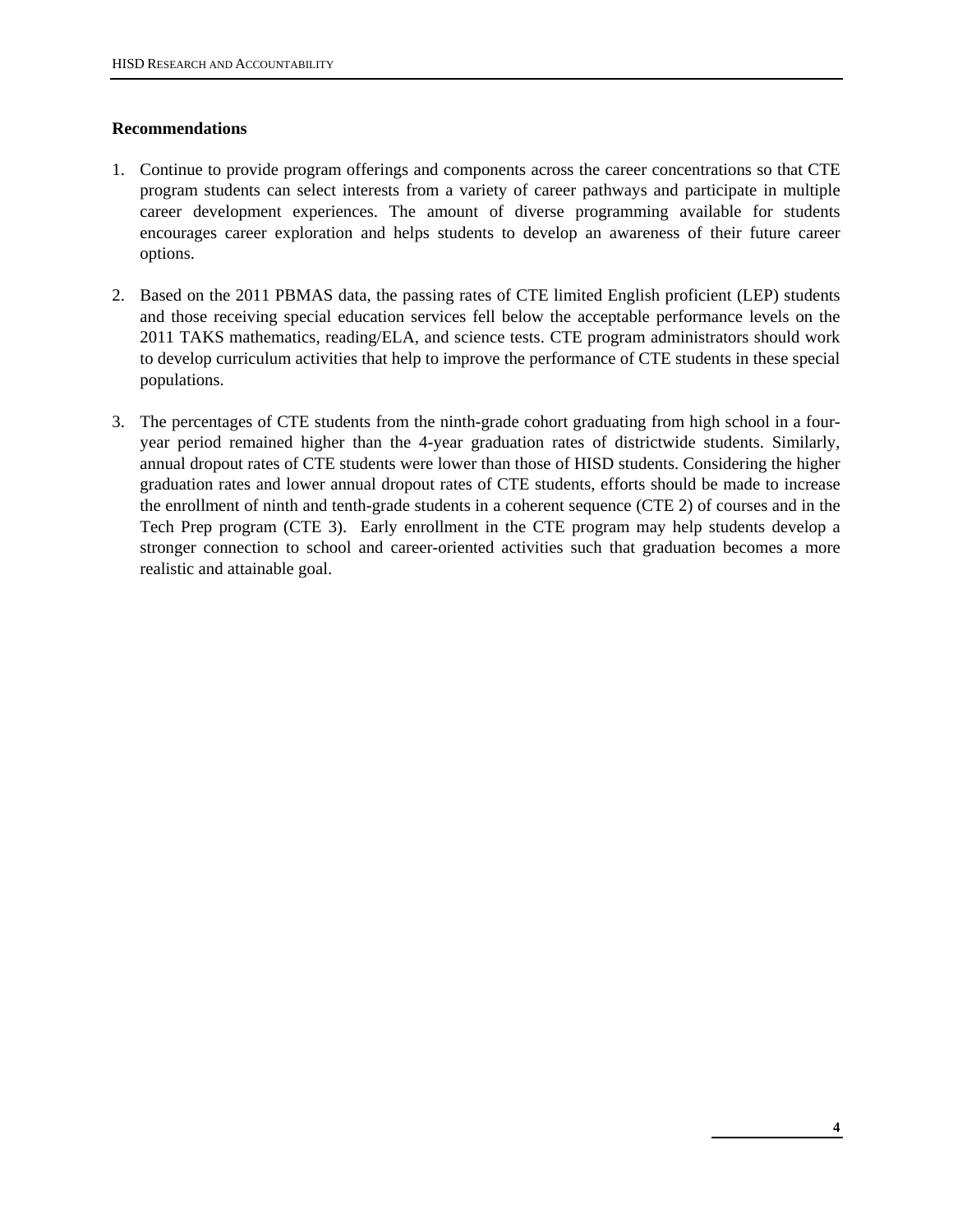**Recommendations**

1. Continue to provide program offerings and components across the career concentrations so that CTE program students can select interests from a variety of career pathways and participate in multiple career development experiences. The amount of diverse programming available for students encourages career exploration and helps students to develop an awareness of their future career options.

2. Based on the 2011 PBMAS data, the passing rates of CTE limited English proficient (LEP) students and those receiving special education services fell below the acceptable performance levels on the 2011 TAKS mathematics, reading/ELA, and science tests. CTE program administrators should work to develop curriculum activities that help to improve the performance of CTE students in these special populations.

3. The percentages of CTE students from the ninth-grade cohort graduating from high school in a four-year period remained higher than the 4-year graduation rates of districtwide students. Similarly, annual dropout rates of CTE students were lower than those of HISD students. Considering the higher graduation rates and lower annual dropout rates of CTE students, efforts should be made to increase the enrollment of ninth and tenth-grade students in a coherent sequence (CTE 2) of courses and in the Tech Prep program (CTE 3). Early enrollment in the CTE program may help students develop a stronger connection to school and career-oriented activities such that graduation becomes a more realistic and attainable goal.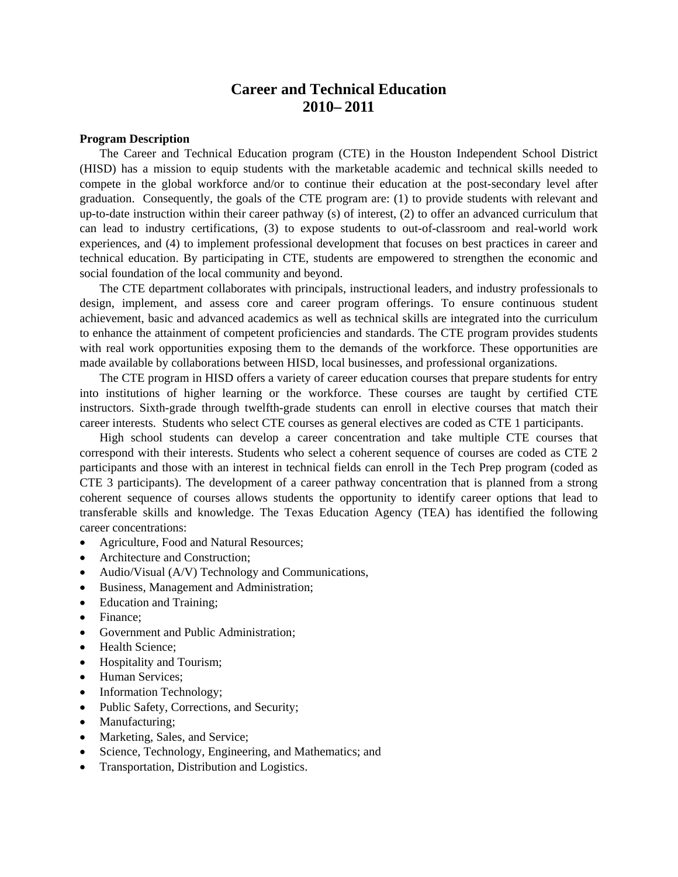# Career and Technical Education
# 2010– 2011

**Program Description**

The Career and Technical Education program (CTE) in the Houston Independent School District (HISD) has a mission to equip students with the marketable academic and technical skills needed to compete in the global workforce and/or to continue their education at the post-secondary level after graduation. Consequently, the goals of the CTE program are: (1) to provide students with relevant and up-to-date instruction within their career pathway (s) of interest, (2) to offer an advanced curriculum that can lead to industry certifications, (3) to expose students to out-of-classroom and real-world work experiences, and (4) to implement professional development that focuses on best practices in career and technical education. By participating in CTE, students are empowered to strengthen the economic and social foundation of the local community and beyond.

The CTE department collaborates with principals, instructional leaders, and industry professionals to design, implement, and assess core and career program offerings. To ensure continuous student achievement, basic and advanced academics as well as technical skills are integrated into the curriculum to enhance the attainment of competent proficiencies and standards. The CTE program provides students with real work opportunities exposing them to the demands of the workforce. These opportunities are made available by collaborations between HISD, local businesses, and professional organizations.

The CTE program in HISD offers a variety of career education courses that prepare students for entry into institutions of higher learning or the workforce. These courses are taught by certified CTE instructors. Sixth-grade through twelfth-grade students can enroll in elective courses that match their career interests. Students who select CTE courses as general electives are coded as CTE 1 participants.

High school students can develop a career concentration and take multiple CTE courses that correspond with their interests. Students who select a coherent sequence of courses are coded as CTE 2 participants and those with an interest in technical fields can enroll in the Tech Prep program (coded as CTE 3 participants). The development of a career pathway concentration that is planned from a strong coherent sequence of courses allows students the opportunity to identify career options that lead to transferable skills and knowledge. The Texas Education Agency (TEA) has identified the following career concentrations:

- Agriculture, Food and Natural Resources;
- Architecture and Construction;
- Audio/Visual (A/V) Technology and Communications,
- Business, Management and Administration;
- Education and Training;
- Finance;
- Government and Public Administration;
- Health Science;
- Hospitality and Tourism;
- Human Services;
- Information Technology;
- Public Safety, Corrections, and Security;
- Manufacturing;
- Marketing, Sales, and Service;
- Science, Technology, Engineering, and Mathematics; and
- Transportation, Distribution and Logistics.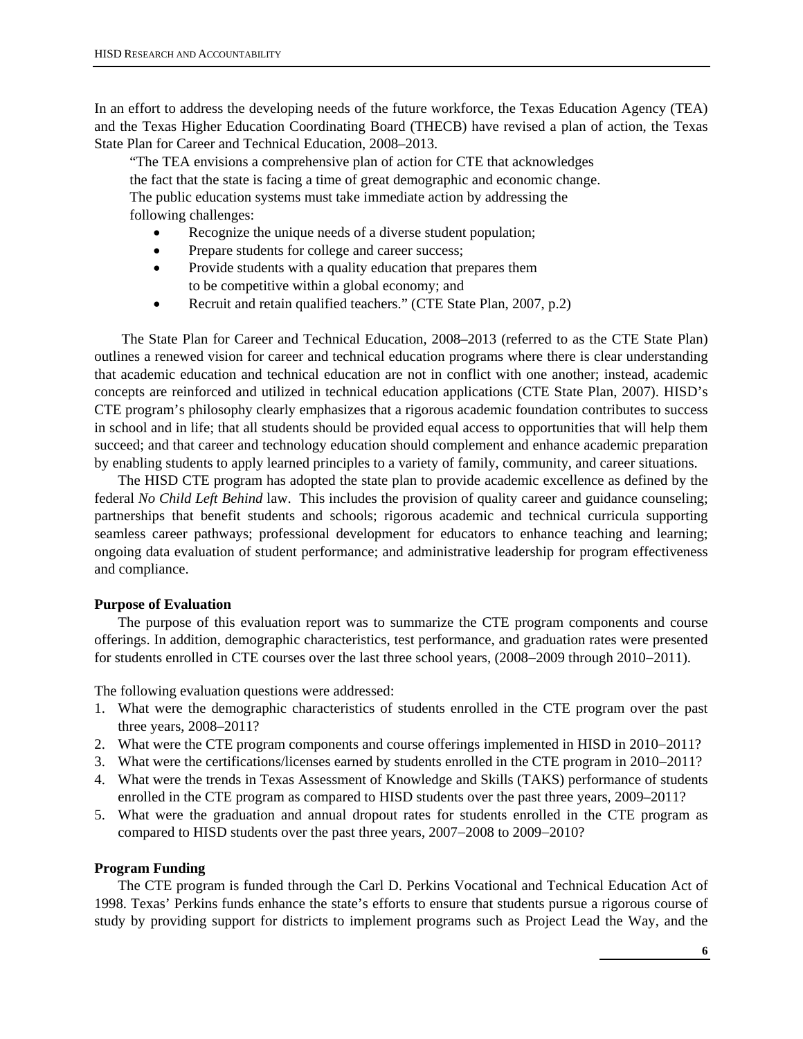In an effort to address the developing needs of the future workforce, the Texas Education Agency (TEA) and the Texas Higher Education Coordinating Board (THECB) have revised a plan of action, the Texas State Plan for Career and Technical Education, 2008–2013.

> "The TEA envisions a comprehensive plan of action for CTE that acknowledges the fact that the state is facing a time of great demographic and economic change. The public education systems must take immediate action by addressing the following challenges:
>
> - Recognize the unique needs of a diverse student population;
> - Prepare students for college and career success;
> - Provide students with a quality education that prepares them to be competitive within a global economy; and
> - Recruit and retain qualified teachers." (CTE State Plan, 2007, p.2)

The State Plan for Career and Technical Education, 2008–2013 (referred to as the CTE State Plan) outlines a renewed vision for career and technical education programs where there is clear understanding that academic education and technical education are not in conflict with one another; instead, academic concepts are reinforced and utilized in technical education applications (CTE State Plan, 2007). HISD's CTE program's philosophy clearly emphasizes that a rigorous academic foundation contributes to success in school and in life; that all students should be provided equal access to opportunities that will help them succeed; and that career and technology education should complement and enhance academic preparation by enabling students to apply learned principles to a variety of family, community, and career situations.

The HISD CTE program has adopted the state plan to provide academic excellence as defined by the federal *No Child Left Behind* law. This includes the provision of quality career and guidance counseling; partnerships that benefit students and schools; rigorous academic and technical curricula supporting seamless career pathways; professional development for educators to enhance teaching and learning; ongoing data evaluation of student performance; and administrative leadership for program effectiveness and compliance.

**Purpose of Evaluation**

The purpose of this evaluation report was to summarize the CTE program components and course offerings. In addition, demographic characteristics, test performance, and graduation rates were presented for students enrolled in CTE courses over the last three school years, (2008–2009 through 2010–2011).

The following evaluation questions were addressed:

1. What were the demographic characteristics of students enrolled in the CTE program over the past three years, 2008–2011?
2. What were the CTE program components and course offerings implemented in HISD in 2010–2011?
3. What were the certifications/licenses earned by students enrolled in the CTE program in 2010–2011?
4. What were the trends in Texas Assessment of Knowledge and Skills (TAKS) performance of students enrolled in the CTE program as compared to HISD students over the past three years, 2009–2011?
5. What were the graduation and annual dropout rates for students enrolled in the CTE program as compared to HISD students over the past three years, 2007–2008 to 2009–2010?

**Program Funding**

The CTE program is funded through the Carl D. Perkins Vocational and Technical Education Act of 1998. Texas' Perkins funds enhance the state's efforts to ensure that students pursue a rigorous course of study by providing support for districts to implement programs such as Project Lead the Way, and the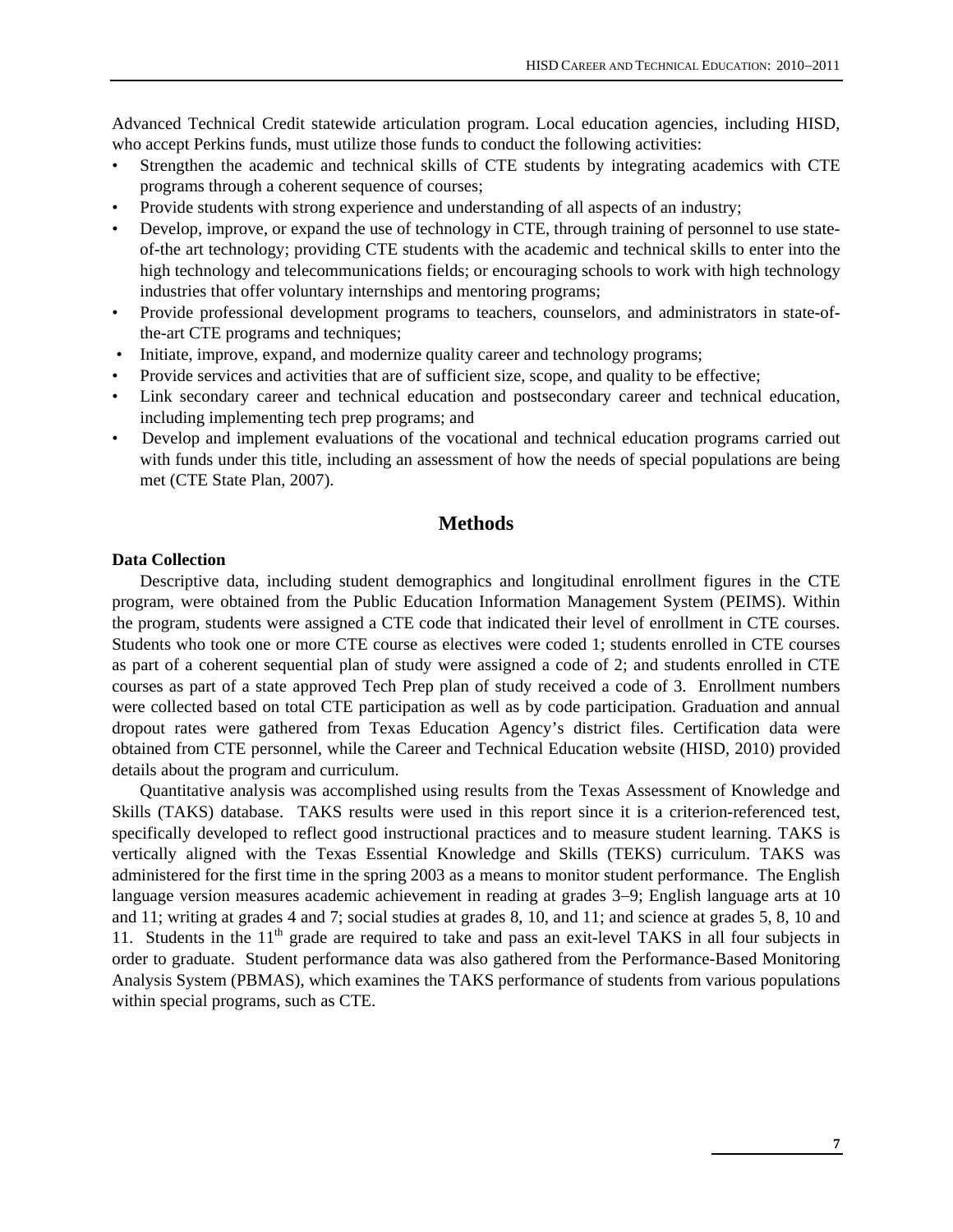Advanced Technical Credit statewide articulation program. Local education agencies, including HISD, who accept Perkins funds, must utilize those funds to conduct the following activities:

- Strengthen the academic and technical skills of CTE students by integrating academics with CTE programs through a coherent sequence of courses;
- Provide students with strong experience and understanding of all aspects of an industry;
- Develop, improve, or expand the use of technology in CTE, through training of personnel to use state-of-the art technology; providing CTE students with the academic and technical skills to enter into the high technology and telecommunications fields; or encouraging schools to work with high technology industries that offer voluntary internships and mentoring programs;
- Provide professional development programs to teachers, counselors, and administrators in state-of-the-art CTE programs and techniques;
- Initiate, improve, expand, and modernize quality career and technology programs;
- Provide services and activities that are of sufficient size, scope, and quality to be effective;
- Link secondary career and technical education and postsecondary career and technical education, including implementing tech prep programs; and
- Develop and implement evaluations of the vocational and technical education programs carried out with funds under this title, including an assessment of how the needs of special populations are being met (CTE State Plan, 2007).

## Methods

**Data Collection**

Descriptive data, including student demographics and longitudinal enrollment figures in the CTE program, were obtained from the Public Education Information Management System (PEIMS). Within the program, students were assigned a CTE code that indicated their level of enrollment in CTE courses. Students who took one or more CTE course as electives were coded 1; students enrolled in CTE courses as part of a coherent sequential plan of study were assigned a code of 2; and students enrolled in CTE courses as part of a state approved Tech Prep plan of study received a code of 3. Enrollment numbers were collected based on total CTE participation as well as by code participation. Graduation and annual dropout rates were gathered from Texas Education Agency's district files. Certification data were obtained from CTE personnel, while the Career and Technical Education website (HISD, 2010) provided details about the program and curriculum.

Quantitative analysis was accomplished using results from the Texas Assessment of Knowledge and Skills (TAKS) database. TAKS results were used in this report since it is a criterion-referenced test, specifically developed to reflect good instructional practices and to measure student learning. TAKS is vertically aligned with the Texas Essential Knowledge and Skills (TEKS) curriculum. TAKS was administered for the first time in the spring 2003 as a means to monitor student performance. The English language version measures academic achievement in reading at grades 3–9; English language arts at 10 and 11; writing at grades 4 and 7; social studies at grades 8, 10, and 11; and science at grades 5, 8, 10 and 11. Students in the 11th grade are required to take and pass an exit-level TAKS in all four subjects in order to graduate. Student performance data was also gathered from the Performance-Based Monitoring Analysis System (PBMAS), which examines the TAKS performance of students from various populations within special programs, such as CTE.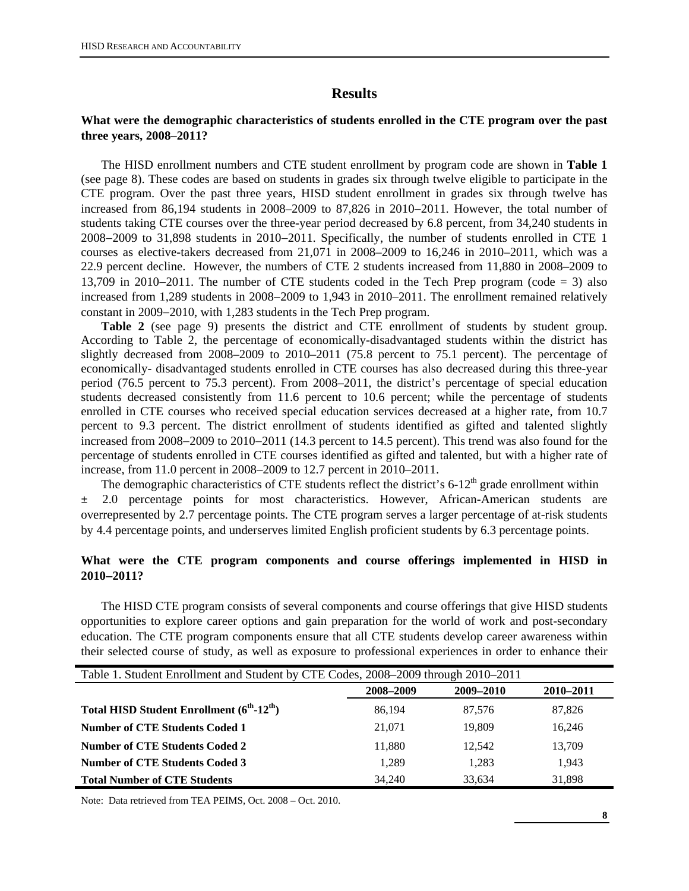# Results

**What were the demographic characteristics of students enrolled in the CTE program over the past three years, 2008–2011?**

The HISD enrollment numbers and CTE student enrollment by program code are shown in **Table 1** (see page 8). These codes are based on students in grades six through twelve eligible to participate in the CTE program. Over the past three years, HISD student enrollment in grades six through twelve has increased from 86,194 students in 2008–2009 to 87,826 in 2010–2011. However, the total number of students taking CTE courses over the three-year period decreased by 6.8 percent, from 34,240 students in 2008–2009 to 31,898 students in 2010–2011. Specifically, the number of students enrolled in CTE 1 courses as elective-takers decreased from 21,071 in 2008–2009 to 16,246 in 2010–2011, which was a 22.9 percent decline. However, the numbers of CTE 2 students increased from 11,880 in 2008–2009 to 13,709 in 2010–2011. The number of CTE students coded in the Tech Prep program (code = 3) also increased from 1,289 students in 2008–2009 to 1,943 in 2010–2011. The enrollment remained relatively constant in 2009–2010, with 1,283 students in the Tech Prep program.

**Table 2** (see page 9) presents the district and CTE enrollment of students by student group. According to Table 2, the percentage of economically-disadvantaged students within the district has slightly decreased from 2008–2009 to 2010–2011 (75.8 percent to 75.1 percent). The percentage of economically- disadvantaged students enrolled in CTE courses has also decreased during this three-year period (76.5 percent to 75.3 percent). From 2008–2011, the district's percentage of special education students decreased consistently from 11.6 percent to 10.6 percent; while the percentage of students enrolled in CTE courses who received special education services decreased at a higher rate, from 10.7 percent to 9.3 percent. The district enrollment of students identified as gifted and talented slightly increased from 2008–2009 to 2010–2011 (14.3 percent to 14.5 percent). This trend was also found for the percentage of students enrolled in CTE courses identified as gifted and talented, but with a higher rate of increase, from 11.0 percent in 2008–2009 to 12.7 percent in 2010–2011.

The demographic characteristics of CTE students reflect the district's 6-12th grade enrollment within ± 2.0 percentage points for most characteristics. However, African-American students are overrepresented by 2.7 percentage points. The CTE program serves a larger percentage of at-risk students by 4.4 percentage points, and underserves limited English proficient students by 6.3 percentage points.

**What were the CTE program components and course offerings implemented in HISD in 2010–2011?**

The HISD CTE program consists of several components and course offerings that give HISD students opportunities to explore career options and gain preparation for the world of work and post-secondary education. The CTE program components ensure that all CTE students develop career awareness within their selected course of study, as well as exposure to professional experiences in order to enhance their

Table 1. Student Enrollment and Student by CTE Codes, 2008–2009 through 2010–2011

| | 2008–2009 | 2009–2010 | 2010–2011 |
|---|---|---|---|
| **Total HISD Student Enrollment (6th-12th)** | 86,194 | 87,576 | 87,826 |
| **Number of CTE Students Coded 1** | 21,071 | 19,809 | 16,246 |
| **Number of CTE Students Coded 2** | 11,880 | 12,542 | 13,709 |
| **Number of CTE Students Coded 3** | 1,289 | 1,283 | 1,943 |
| **Total Number of CTE Students** | 34,240 | 33,634 | 31,898 |

Note: Data retrieved from TEA PEIMS, Oct. 2008 – Oct. 2010.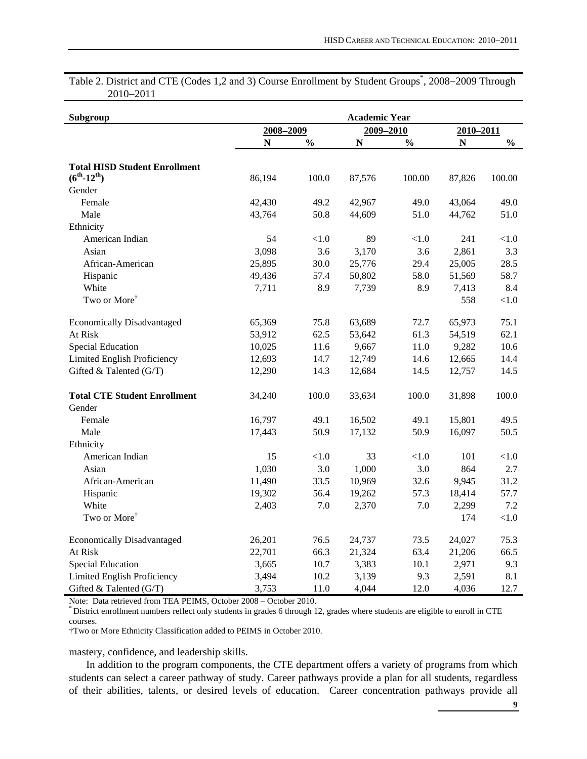Table 2. District and CTE (Codes 1,2 and 3) Course Enrollment by Student Groups*, 2008–2009 Through 2010–2011

| Subgroup | Academic Year | | | | | |
|---|---|---|---|---|---|---|
| | 2008–2009 | | 2009–2010 | | 2010–2011 | |
| | N | % | N | % | N | % |
| **Total HISD Student Enrollment ($6^{th}$-$12^{th}$)** | 86,194 | 100.0 | 87,576 | 100.00 | 87,826 | 100.00 |
| Gender | | | | | | |
| Female | 42,430 | 49.2 | 42,967 | 49.0 | 43,064 | 49.0 |
| Male | 43,764 | 50.8 | 44,609 | 51.0 | 44,762 | 51.0 |
| Ethnicity | | | | | | |
| American Indian | 54 | <1.0 | 89 | <1.0 | 241 | <1.0 |
| Asian | 3,098 | 3.6 | 3,170 | 3.6 | 2,861 | 3.3 |
| African-American | 25,895 | 30.0 | 25,776 | 29.4 | 25,005 | 28.5 |
| Hispanic | 49,436 | 57.4 | 50,802 | 58.0 | 51,569 | 58.7 |
| White | 7,711 | 8.9 | 7,739 | 8.9 | 7,413 | 8.4 |
| Two or More† | | | | | 558 | <1.0 |
| Economically Disadvantaged | 65,369 | 75.8 | 63,689 | 72.7 | 65,973 | 75.1 |
| At Risk | 53,912 | 62.5 | 53,642 | 61.3 | 54,519 | 62.1 |
| Special Education | 10,025 | 11.6 | 9,667 | 11.0 | 9,282 | 10.6 |
| Limited English Proficiency | 12,693 | 14.7 | 12,749 | 14.6 | 12,665 | 14.4 |
| Gifted & Talented (G/T) | 12,290 | 14.3 | 12,684 | 14.5 | 12,757 | 14.5 |
| **Total CTE Student Enrollment** | 34,240 | 100.0 | 33,634 | 100.0 | 31,898 | 100.0 |
| Gender | | | | | | |
| Female | 16,797 | 49.1 | 16,502 | 49.1 | 15,801 | 49.5 |
| Male | 17,443 | 50.9 | 17,132 | 50.9 | 16,097 | 50.5 |
| Ethnicity | | | | | | |
| American Indian | 15 | <1.0 | 33 | <1.0 | 101 | <1.0 |
| Asian | 1,030 | 3.0 | 1,000 | 3.0 | 864 | 2.7 |
| African-American | 11,490 | 33.5 | 10,969 | 32.6 | 9,945 | 31.2 |
| Hispanic | 19,302 | 56.4 | 19,262 | 57.3 | 18,414 | 57.7 |
| White | 2,403 | 7.0 | 2,370 | 7.0 | 2,299 | 7.2 |
| Two or More† | | | | | 174 | <1.0 |
| Economically Disadvantaged | 26,201 | 76.5 | 24,737 | 73.5 | 24,027 | 75.3 |
| At Risk | 22,701 | 66.3 | 21,324 | 63.4 | 21,206 | 66.5 |
| Special Education | 3,665 | 10.7 | 3,383 | 10.1 | 2,971 | 9.3 |
| Limited English Proficiency | 3,494 | 10.2 | 3,139 | 9.3 | 2,591 | 8.1 |
| Gifted & Talented (G/T) | 3,753 | 11.0 | 4,044 | 12.0 | 4,036 | 12.7 |

Note: Data retrieved from TEA PEIMS, October 2008 – October 2010.
* District enrollment numbers reflect only students in grades 6 through 12, grades where students are eligible to enroll in CTE courses.
†Two or More Ethnicity Classification added to PEIMS in October 2010.

mastery, confidence, and leadership skills.

In addition to the program components, the CTE department offers a variety of programs from which students can select a career pathway of study. Career pathways provide a plan for all students, regardless of their abilities, talents, or desired levels of education. Career concentration pathways provide all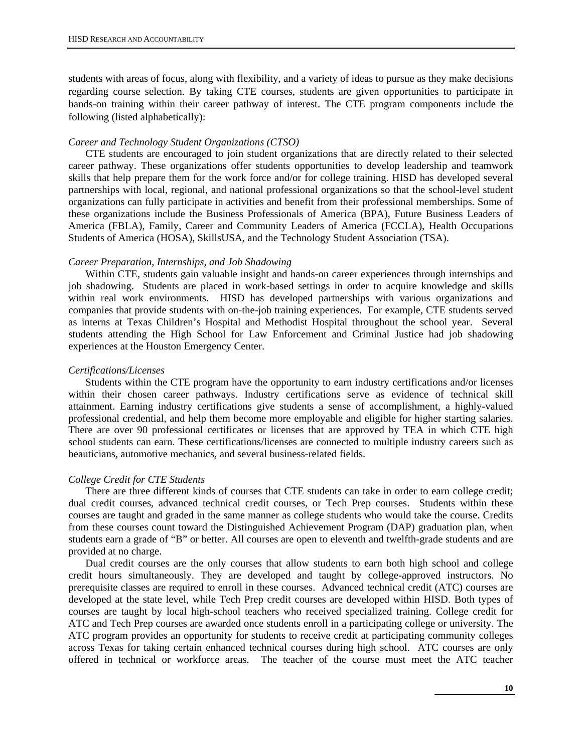students with areas of focus, along with flexibility, and a variety of ideas to pursue as they make decisions regarding course selection. By taking CTE courses, students are given opportunities to participate in hands-on training within their career pathway of interest. The CTE program components include the following (listed alphabetically):

*Career and Technology Student Organizations (CTSO)*

CTE students are encouraged to join student organizations that are directly related to their selected career pathway. These organizations offer students opportunities to develop leadership and teamwork skills that help prepare them for the work force and/or for college training. HISD has developed several partnerships with local, regional, and national professional organizations so that the school-level student organizations can fully participate in activities and benefit from their professional memberships. Some of these organizations include the Business Professionals of America (BPA), Future Business Leaders of America (FBLA), Family, Career and Community Leaders of America (FCCLA), Health Occupations Students of America (HOSA), SkillsUSA, and the Technology Student Association (TSA).

*Career Preparation, Internships, and Job Shadowing*

Within CTE, students gain valuable insight and hands-on career experiences through internships and job shadowing. Students are placed in work-based settings in order to acquire knowledge and skills within real work environments. HISD has developed partnerships with various organizations and companies that provide students with on-the-job training experiences. For example, CTE students served as interns at Texas Children's Hospital and Methodist Hospital throughout the school year. Several students attending the High School for Law Enforcement and Criminal Justice had job shadowing experiences at the Houston Emergency Center.

*Certifications/Licenses*

Students within the CTE program have the opportunity to earn industry certifications and/or licenses within their chosen career pathways. Industry certifications serve as evidence of technical skill attainment. Earning industry certifications give students a sense of accomplishment, a highly-valued professional credential, and help them become more employable and eligible for higher starting salaries. There are over 90 professional certificates or licenses that are approved by TEA in which CTE high school students can earn. These certifications/licenses are connected to multiple industry careers such as beauticians, automotive mechanics, and several business-related fields.

*College Credit for CTE Students*

There are three different kinds of courses that CTE students can take in order to earn college credit; dual credit courses, advanced technical credit courses, or Tech Prep courses. Students within these courses are taught and graded in the same manner as college students who would take the course. Credits from these courses count toward the Distinguished Achievement Program (DAP) graduation plan, when students earn a grade of "B" or better. All courses are open to eleventh and twelfth-grade students and are provided at no charge.

Dual credit courses are the only courses that allow students to earn both high school and college credit hours simultaneously. They are developed and taught by college-approved instructors. No prerequisite classes are required to enroll in these courses. Advanced technical credit (ATC) courses are developed at the state level, while Tech Prep credit courses are developed within HISD. Both types of courses are taught by local high-school teachers who received specialized training. College credit for ATC and Tech Prep courses are awarded once students enroll in a participating college or university. The ATC program provides an opportunity for students to receive credit at participating community colleges across Texas for taking certain enhanced technical courses during high school. ATC courses are only offered in technical or workforce areas. The teacher of the course must meet the ATC teacher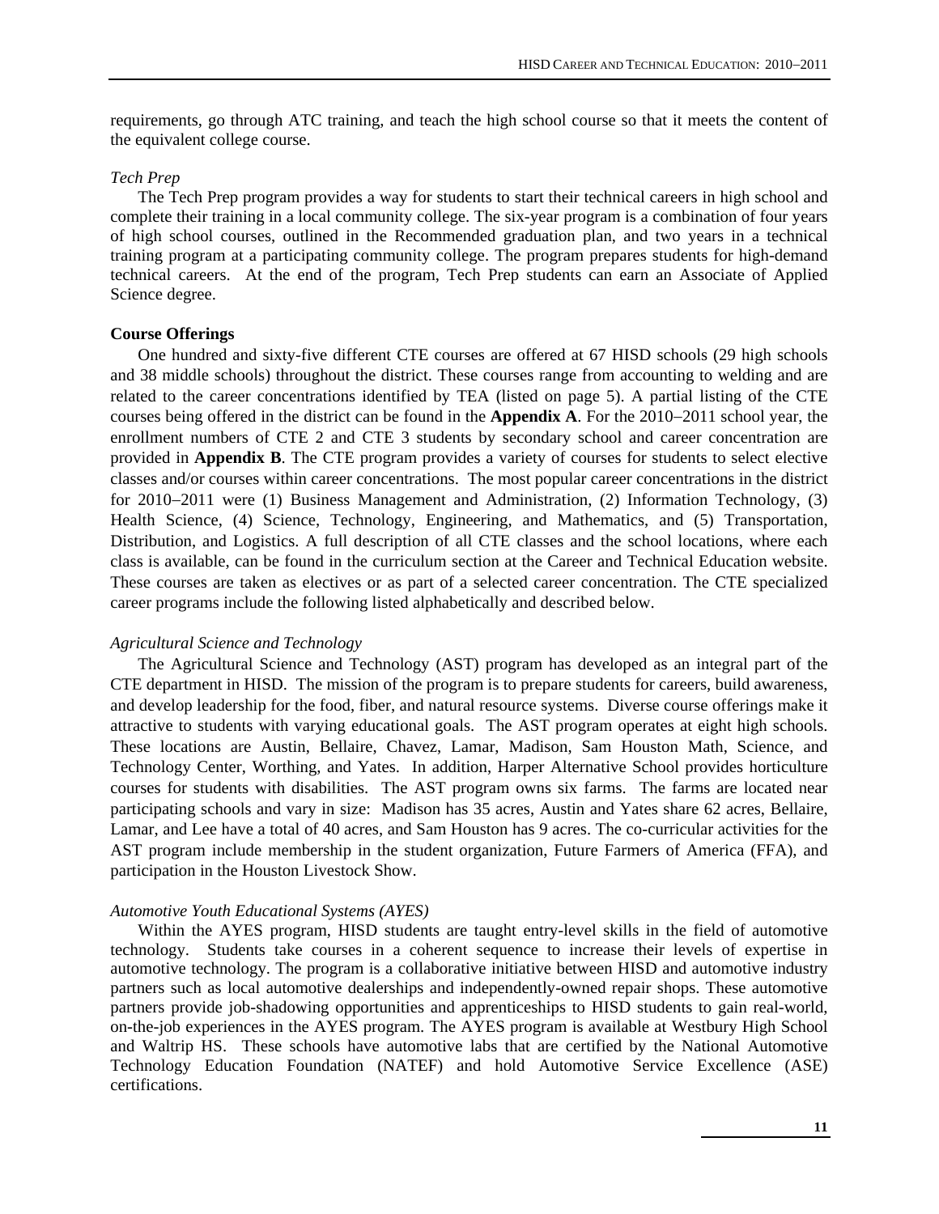requirements, go through ATC training, and teach the high school course so that it meets the content of the equivalent college course.

*Tech Prep*

The Tech Prep program provides a way for students to start their technical careers in high school and complete their training in a local community college. The six-year program is a combination of four years of high school courses, outlined in the Recommended graduation plan, and two years in a technical training program at a participating community college. The program prepares students for high-demand technical careers. At the end of the program, Tech Prep students can earn an Associate of Applied Science degree.

**Course Offerings**

One hundred and sixty-five different CTE courses are offered at 67 HISD schools (29 high schools and 38 middle schools) throughout the district. These courses range from accounting to welding and are related to the career concentrations identified by TEA (listed on page 5). A partial listing of the CTE courses being offered in the district can be found in the **Appendix A**. For the 2010–2011 school year, the enrollment numbers of CTE 2 and CTE 3 students by secondary school and career concentration are provided in **Appendix B**. The CTE program provides a variety of courses for students to select elective classes and/or courses within career concentrations. The most popular career concentrations in the district for 2010–2011 were (1) Business Management and Administration, (2) Information Technology, (3) Health Science, (4) Science, Technology, Engineering, and Mathematics, and (5) Transportation, Distribution, and Logistics. A full description of all CTE classes and the school locations, where each class is available, can be found in the curriculum section at the Career and Technical Education website. These courses are taken as electives or as part of a selected career concentration. The CTE specialized career programs include the following listed alphabetically and described below.

*Agricultural Science and Technology*

The Agricultural Science and Technology (AST) program has developed as an integral part of the CTE department in HISD. The mission of the program is to prepare students for careers, build awareness, and develop leadership for the food, fiber, and natural resource systems. Diverse course offerings make it attractive to students with varying educational goals. The AST program operates at eight high schools. These locations are Austin, Bellaire, Chavez, Lamar, Madison, Sam Houston Math, Science, and Technology Center, Worthing, and Yates. In addition, Harper Alternative School provides horticulture courses for students with disabilities. The AST program owns six farms. The farms are located near participating schools and vary in size: Madison has 35 acres, Austin and Yates share 62 acres, Bellaire, Lamar, and Lee have a total of 40 acres, and Sam Houston has 9 acres. The co-curricular activities for the AST program include membership in the student organization, Future Farmers of America (FFA), and participation in the Houston Livestock Show.

*Automotive Youth Educational Systems (AYES)*

Within the AYES program, HISD students are taught entry-level skills in the field of automotive technology. Students take courses in a coherent sequence to increase their levels of expertise in automotive technology. The program is a collaborative initiative between HISD and automotive industry partners such as local automotive dealerships and independently-owned repair shops. These automotive partners provide job-shadowing opportunities and apprenticeships to HISD students to gain real-world, on-the-job experiences in the AYES program. The AYES program is available at Westbury High School and Waltrip HS. These schools have automotive labs that are certified by the National Automotive Technology Education Foundation (NATEF) and hold Automotive Service Excellence (ASE) certifications.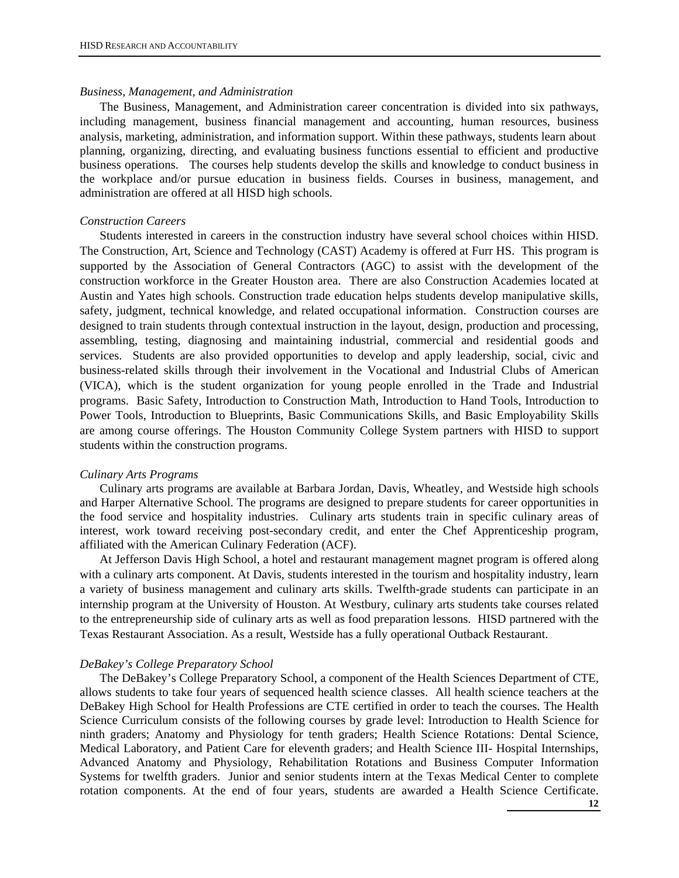*Business, Management, and Administration*

The Business, Management, and Administration career concentration is divided into six pathways, including management, business financial management and accounting, human resources, business analysis, marketing, administration, and information support. Within these pathways, students learn about planning, organizing, directing, and evaluating business functions essential to efficient and productive business operations. The courses help students develop the skills and knowledge to conduct business in the workplace and/or pursue education in business fields. Courses in business, management, and administration are offered at all HISD high schools.

*Construction Careers*

Students interested in careers in the construction industry have several school choices within HISD. The Construction, Art, Science and Technology (CAST) Academy is offered at Furr HS. This program is supported by the Association of General Contractors (AGC) to assist with the development of the construction workforce in the Greater Houston area. There are also Construction Academies located at Austin and Yates high schools. Construction trade education helps students develop manipulative skills, safety, judgment, technical knowledge, and related occupational information. Construction courses are designed to train students through contextual instruction in the layout, design, production and processing, assembling, testing, diagnosing and maintaining industrial, commercial and residential goods and services. Students are also provided opportunities to develop and apply leadership, social, civic and business-related skills through their involvement in the Vocational and Industrial Clubs of American (VICA), which is the student organization for young people enrolled in the Trade and Industrial programs. Basic Safety, Introduction to Construction Math, Introduction to Hand Tools, Introduction to Power Tools, Introduction to Blueprints, Basic Communications Skills, and Basic Employability Skills are among course offerings. The Houston Community College System partners with HISD to support students within the construction programs.

*Culinary Arts Programs*

Culinary arts programs are available at Barbara Jordan, Davis, Wheatley, and Westside high schools and Harper Alternative School. The programs are designed to prepare students for career opportunities in the food service and hospitality industries. Culinary arts students train in specific culinary areas of interest, work toward receiving post-secondary credit, and enter the Chef Apprenticeship program, affiliated with the American Culinary Federation (ACF).

At Jefferson Davis High School, a hotel and restaurant management magnet program is offered along with a culinary arts component. At Davis, students interested in the tourism and hospitality industry, learn a variety of business management and culinary arts skills. Twelfth-grade students can participate in an internship program at the University of Houston. At Westbury, culinary arts students take courses related to the entrepreneurship side of culinary arts as well as food preparation lessons. HISD partnered with the Texas Restaurant Association. As a result, Westside has a fully operational Outback Restaurant.

*DeBakey's College Preparatory School*

The DeBakey's College Preparatory School, a component of the Health Sciences Department of CTE, allows students to take four years of sequenced health science classes. All health science teachers at the DeBakey High School for Health Professions are CTE certified in order to teach the courses. The Health Science Curriculum consists of the following courses by grade level: Introduction to Health Science for ninth graders; Anatomy and Physiology for tenth graders; Health Science Rotations: Dental Science, Medical Laboratory, and Patient Care for eleventh graders; and Health Science III- Hospital Internships, Advanced Anatomy and Physiology, Rehabilitation Rotations and Business Computer Information Systems for twelfth graders. Junior and senior students intern at the Texas Medical Center to complete rotation components. At the end of four years, students are awarded a Health Science Certificate.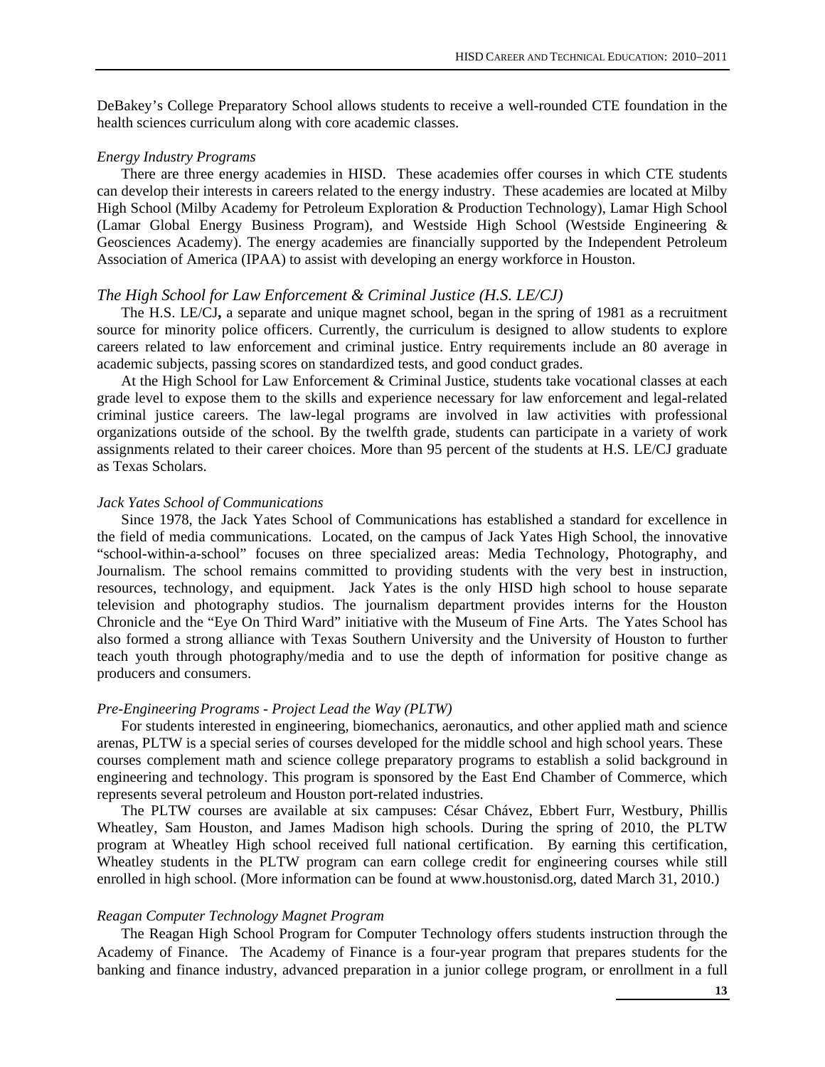DeBakey's College Preparatory School allows students to receive a well-rounded CTE foundation in the health sciences curriculum along with core academic classes.

*Energy Industry Programs*

There are three energy academies in HISD. These academies offer courses in which CTE students can develop their interests in careers related to the energy industry. These academies are located at Milby High School (Milby Academy for Petroleum Exploration & Production Technology), Lamar High School (Lamar Global Energy Business Program), and Westside High School (Westside Engineering & Geosciences Academy). The energy academies are financially supported by the Independent Petroleum Association of America (IPAA) to assist with developing an energy workforce in Houston.

*The High School for Law Enforcement & Criminal Justice (H.S. LE/CJ)*

The H.S. LE/CJ**,** a separate and unique magnet school, began in the spring of 1981 as a recruitment source for minority police officers. Currently, the curriculum is designed to allow students to explore careers related to law enforcement and criminal justice. Entry requirements include an 80 average in academic subjects, passing scores on standardized tests, and good conduct grades.

At the High School for Law Enforcement & Criminal Justice, students take vocational classes at each grade level to expose them to the skills and experience necessary for law enforcement and legal-related criminal justice careers. The law-legal programs are involved in law activities with professional organizations outside of the school. By the twelfth grade, students can participate in a variety of work assignments related to their career choices. More than 95 percent of the students at H.S. LE/CJ graduate as Texas Scholars.

*Jack Yates School of Communications*

Since 1978, the Jack Yates School of Communications has established a standard for excellence in the field of media communications. Located, on the campus of Jack Yates High School, the innovative "school-within-a-school" focuses on three specialized areas: Media Technology, Photography, and Journalism. The school remains committed to providing students with the very best in instruction, resources, technology, and equipment. Jack Yates is the only HISD high school to house separate television and photography studios. The journalism department provides interns for the Houston Chronicle and the "Eye On Third Ward" initiative with the Museum of Fine Arts. The Yates School has also formed a strong alliance with Texas Southern University and the University of Houston to further teach youth through photography/media and to use the depth of information for positive change as producers and consumers.

*Pre-Engineering Programs - Project Lead the Way (PLTW)*

For students interested in engineering, biomechanics, aeronautics, and other applied math and science arenas, PLTW is a special series of courses developed for the middle school and high school years. These courses complement math and science college preparatory programs to establish a solid background in engineering and technology. This program is sponsored by the East End Chamber of Commerce, which represents several petroleum and Houston port-related industries.

The PLTW courses are available at six campuses: César Chávez, Ebbert Furr, Westbury, Phillis Wheatley, Sam Houston, and James Madison high schools. During the spring of 2010, the PLTW program at Wheatley High school received full national certification. By earning this certification, Wheatley students in the PLTW program can earn college credit for engineering courses while still enrolled in high school. (More information can be found at www.houstonisd.org, dated March 31, 2010.)

*Reagan Computer Technology Magnet Program*

The Reagan High School Program for Computer Technology offers students instruction through the Academy of Finance. The Academy of Finance is a four-year program that prepares students for the banking and finance industry, advanced preparation in a junior college program, or enrollment in a full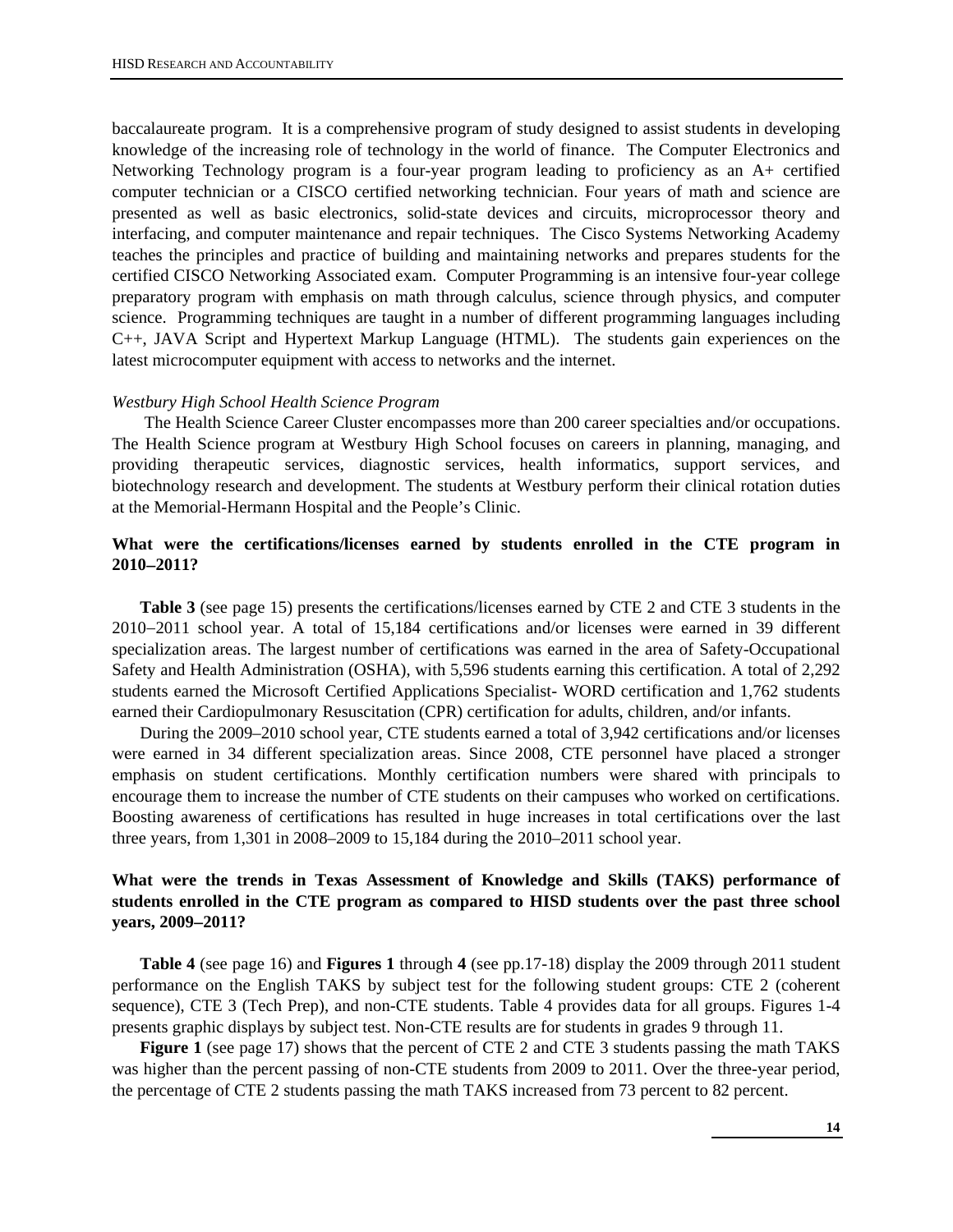baccalaureate program. It is a comprehensive program of study designed to assist students in developing knowledge of the increasing role of technology in the world of finance. The Computer Electronics and Networking Technology program is a four-year program leading to proficiency as an A+ certified computer technician or a CISCO certified networking technician. Four years of math and science are presented as well as basic electronics, solid-state devices and circuits, microprocessor theory and interfacing, and computer maintenance and repair techniques. The Cisco Systems Networking Academy teaches the principles and practice of building and maintaining networks and prepares students for the certified CISCO Networking Associated exam. Computer Programming is an intensive four-year college preparatory program with emphasis on math through calculus, science through physics, and computer science. Programming techniques are taught in a number of different programming languages including C++, JAVA Script and Hypertext Markup Language (HTML). The students gain experiences on the latest microcomputer equipment with access to networks and the internet.

*Westbury High School Health Science Program*

The Health Science Career Cluster encompasses more than 200 career specialties and/or occupations. The Health Science program at Westbury High School focuses on careers in planning, managing, and providing therapeutic services, diagnostic services, health informatics, support services, and biotechnology research and development. The students at Westbury perform their clinical rotation duties at the Memorial-Hermann Hospital and the People's Clinic.

### What were the certifications/licenses earned by students enrolled in the CTE program in 2010–2011?

**Table 3** (see page 15) presents the certifications/licenses earned by CTE 2 and CTE 3 students in the 2010−2011 school year. A total of 15,184 certifications and/or licenses were earned in 39 different specialization areas. The largest number of certifications was earned in the area of Safety-Occupational Safety and Health Administration (OSHA), with 5,596 students earning this certification. A total of 2,292 students earned the Microsoft Certified Applications Specialist- WORD certification and 1,762 students earned their Cardiopulmonary Resuscitation (CPR) certification for adults, children, and/or infants.

During the 2009–2010 school year, CTE students earned a total of 3,942 certifications and/or licenses were earned in 34 different specialization areas. Since 2008, CTE personnel have placed a stronger emphasis on student certifications. Monthly certification numbers were shared with principals to encourage them to increase the number of CTE students on their campuses who worked on certifications. Boosting awareness of certifications has resulted in huge increases in total certifications over the last three years, from 1,301 in 2008–2009 to 15,184 during the 2010–2011 school year.

### What were the trends in Texas Assessment of Knowledge and Skills (TAKS) performance of students enrolled in the CTE program as compared to HISD students over the past three school years, 2009–2011?

**Table 4** (see page 16) and **Figures 1** through **4** (see pp.17-18) display the 2009 through 2011 student performance on the English TAKS by subject test for the following student groups: CTE 2 (coherent sequence), CTE 3 (Tech Prep), and non-CTE students. Table 4 provides data for all groups. Figures 1-4 presents graphic displays by subject test. Non-CTE results are for students in grades 9 through 11.

**Figure 1** (see page 17) shows that the percent of CTE 2 and CTE 3 students passing the math TAKS was higher than the percent passing of non-CTE students from 2009 to 2011. Over the three-year period, the percentage of CTE 2 students passing the math TAKS increased from 73 percent to 82 percent.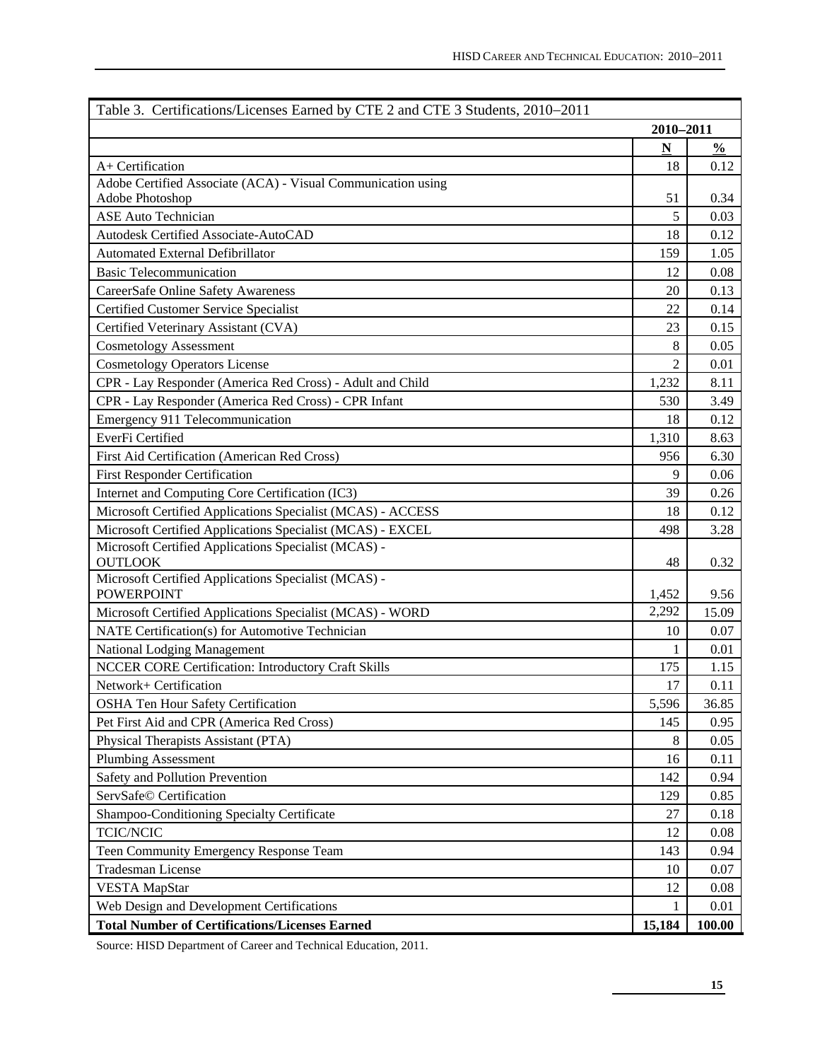Table 3. Certifications/Licenses Earned by CTE 2 and CTE 3 Students, 2010–2011

| | 2010–2011 | |
|---|---|---|
| | N | % |
| A+ Certification | 18 | 0.12 |
| Adobe Certified Associate (ACA) - Visual Communication using Adobe Photoshop | 51 | 0.34 |
| ASE Auto Technician | 5 | 0.03 |
| Autodesk Certified Associate-AutoCAD | 18 | 0.12 |
| Automated External Defibrillator | 159 | 1.05 |
| Basic Telecommunication | 12 | 0.08 |
| CareerSafe Online Safety Awareness | 20 | 0.13 |
| Certified Customer Service Specialist | 22 | 0.14 |
| Certified Veterinary Assistant (CVA) | 23 | 0.15 |
| Cosmetology Assessment | 8 | 0.05 |
| Cosmetology Operators License | 2 | 0.01 |
| CPR - Lay Responder (America Red Cross) - Adult and Child | 1,232 | 8.11 |
| CPR - Lay Responder (America Red Cross) - CPR Infant | 530 | 3.49 |
| Emergency 911 Telecommunication | 18 | 0.12 |
| EverFi Certified | 1,310 | 8.63 |
| First Aid Certification (American Red Cross) | 956 | 6.30 |
| First Responder Certification | 9 | 0.06 |
| Internet and Computing Core Certification (IC3) | 39 | 0.26 |
| Microsoft Certified Applications Specialist (MCAS) - ACCESS | 18 | 0.12 |
| Microsoft Certified Applications Specialist (MCAS) - EXCEL | 498 | 3.28 |
| Microsoft Certified Applications Specialist (MCAS) - OUTLOOK | 48 | 0.32 |
| Microsoft Certified Applications Specialist (MCAS) - POWERPOINT | 1,452 | 9.56 |
| Microsoft Certified Applications Specialist (MCAS) - WORD | 2,292 | 15.09 |
| NATE Certification(s) for Automotive Technician | 10 | 0.07 |
| National Lodging Management | 1 | 0.01 |
| NCCER CORE Certification: Introductory Craft Skills | 175 | 1.15 |
| Network+ Certification | 17 | 0.11 |
| OSHA Ten Hour Safety Certification | 5,596 | 36.85 |
| Pet First Aid and CPR (America Red Cross) | 145 | 0.95 |
| Physical Therapists Assistant (PTA) | 8 | 0.05 |
| Plumbing Assessment | 16 | 0.11 |
| Safety and Pollution Prevention | 142 | 0.94 |
| ServSafe© Certification | 129 | 0.85 |
| Shampoo-Conditioning Specialty Certificate | 27 | 0.18 |
| TCIC/NCIC | 12 | 0.08 |
| Teen Community Emergency Response Team | 143 | 0.94 |
| Tradesman License | 10 | 0.07 |
| VESTA MapStar | 12 | 0.08 |
| Web Design and Development Certifications | 1 | 0.01 |
| **Total Number of Certifications/Licenses Earned** | **15,184** | **100.00** |

Source: HISD Department of Career and Technical Education, 2011.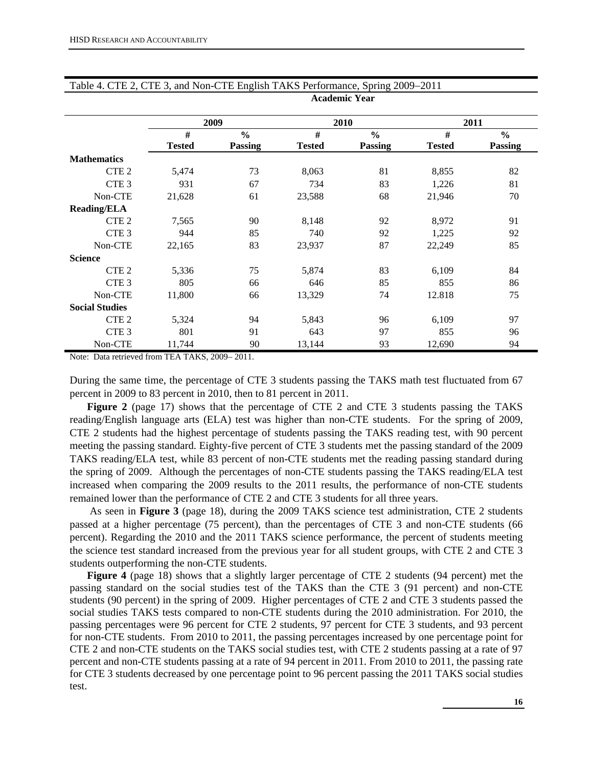Table 4. CTE 2, CTE 3, and Non-CTE English TAKS Performance, Spring 2009–2011

| | Academic Year | | | | | |
|---|---|---|---|---|---|---|
| | 2009 | | 2010 | | 2011 | |
| | # Tested | % Passing | # Tested | % Passing | # Tested | % Passing |
| **Mathematics** | | | | | | |
| CTE 2 | 5,474 | 73 | 8,063 | 81 | 8,855 | 82 |
| CTE 3 | 931 | 67 | 734 | 83 | 1,226 | 81 |
| Non-CTE | 21,628 | 61 | 23,588 | 68 | 21,946 | 70 |
| **Reading/ELA** | | | | | | |
| CTE 2 | 7,565 | 90 | 8,148 | 92 | 8,972 | 91 |
| CTE 3 | 944 | 85 | 740 | 92 | 1,225 | 92 |
| Non-CTE | 22,165 | 83 | 23,937 | 87 | 22,249 | 85 |
| **Science** | | | | | | |
| CTE 2 | 5,336 | 75 | 5,874 | 83 | 6,109 | 84 |
| CTE 3 | 805 | 66 | 646 | 85 | 855 | 86 |
| Non-CTE | 11,800 | 66 | 13,329 | 74 | 12.818 | 75 |
| **Social Studies** | | | | | | |
| CTE 2 | 5,324 | 94 | 5,843 | 96 | 6,109 | 97 |
| CTE 3 | 801 | 91 | 643 | 97 | 855 | 96 |
| Non-CTE | 11,744 | 90 | 13,144 | 93 | 12,690 | 94 |

Note: Data retrieved from TEA TAKS, 2009– 2011.

During the same time, the percentage of CTE 3 students passing the TAKS math test fluctuated from 67 percent in 2009 to 83 percent in 2010, then to 81 percent in 2011.

**Figure 2** (page 17) shows that the percentage of CTE 2 and CTE 3 students passing the TAKS reading/English language arts (ELA) test was higher than non-CTE students. For the spring of 2009, CTE 2 students had the highest percentage of students passing the TAKS reading test, with 90 percent meeting the passing standard. Eighty-five percent of CTE 3 students met the passing standard of the 2009 TAKS reading/ELA test, while 83 percent of non-CTE students met the reading passing standard during the spring of 2009. Although the percentages of non-CTE students passing the TAKS reading/ELA test increased when comparing the 2009 results to the 2011 results, the performance of non-CTE students remained lower than the performance of CTE 2 and CTE 3 students for all three years.

As seen in **Figure 3** (page 18), during the 2009 TAKS science test administration, CTE 2 students passed at a higher percentage (75 percent), than the percentages of CTE 3 and non-CTE students (66 percent). Regarding the 2010 and the 2011 TAKS science performance, the percent of students meeting the science test standard increased from the previous year for all student groups, with CTE 2 and CTE 3 students outperforming the non-CTE students.

**Figure 4** (page 18) shows that a slightly larger percentage of CTE 2 students (94 percent) met the passing standard on the social studies test of the TAKS than the CTE 3 (91 percent) and non-CTE students (90 percent) in the spring of 2009. Higher percentages of CTE 2 and CTE 3 students passed the social studies TAKS tests compared to non-CTE students during the 2010 administration. For 2010, the passing percentages were 96 percent for CTE 2 students, 97 percent for CTE 3 students, and 93 percent for non-CTE students. From 2010 to 2011, the passing percentages increased by one percentage point for CTE 2 and non-CTE students on the TAKS social studies test, with CTE 2 students passing at a rate of 97 percent and non-CTE students passing at a rate of 94 percent in 2011. From 2010 to 2011, the passing rate for CTE 3 students decreased by one percentage point to 96 percent passing the 2011 TAKS social studies test.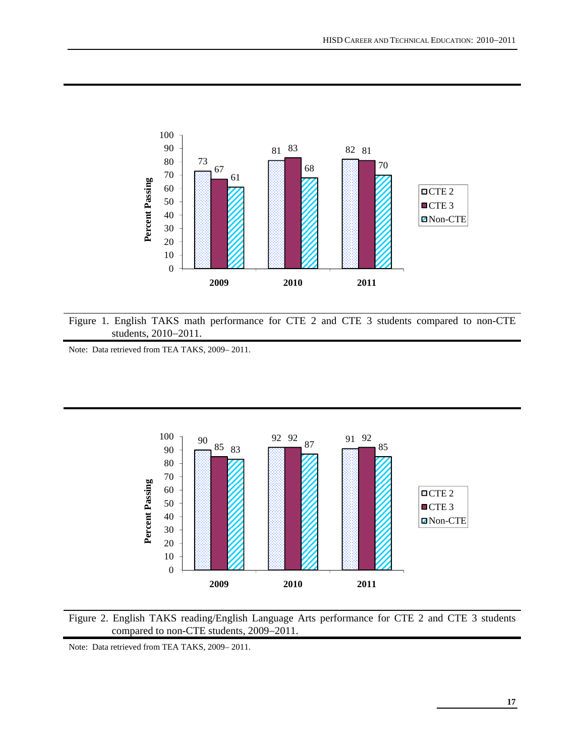| | 2009 | 2010 | 2011 |
|---|---|---|---|
| CTE 2 | 73 | 81 | 82 |
| CTE 3 | 67 | 83 | 81 |
| Non-CTE | 61 | 68 | 70 |

Figure 1. English TAKS math performance for CTE 2 and CTE 3 students compared to non-CTE students, 2010–2011.

Note: Data retrieved from TEA TAKS, 2009– 2011.

| | 2009 | 2010 | 2011 |
|---|---|---|---|
| CTE 2 | 90 | 92 | 91 |
| CTE 3 | 85 | 92 | 92 |
| Non-CTE | 83 | 87 | 85 |

Figure 2. English TAKS reading/English Language Arts performance for CTE 2 and CTE 3 students compared to non-CTE students, 2009–2011.

Note: Data retrieved from TEA TAKS, 2009– 2011.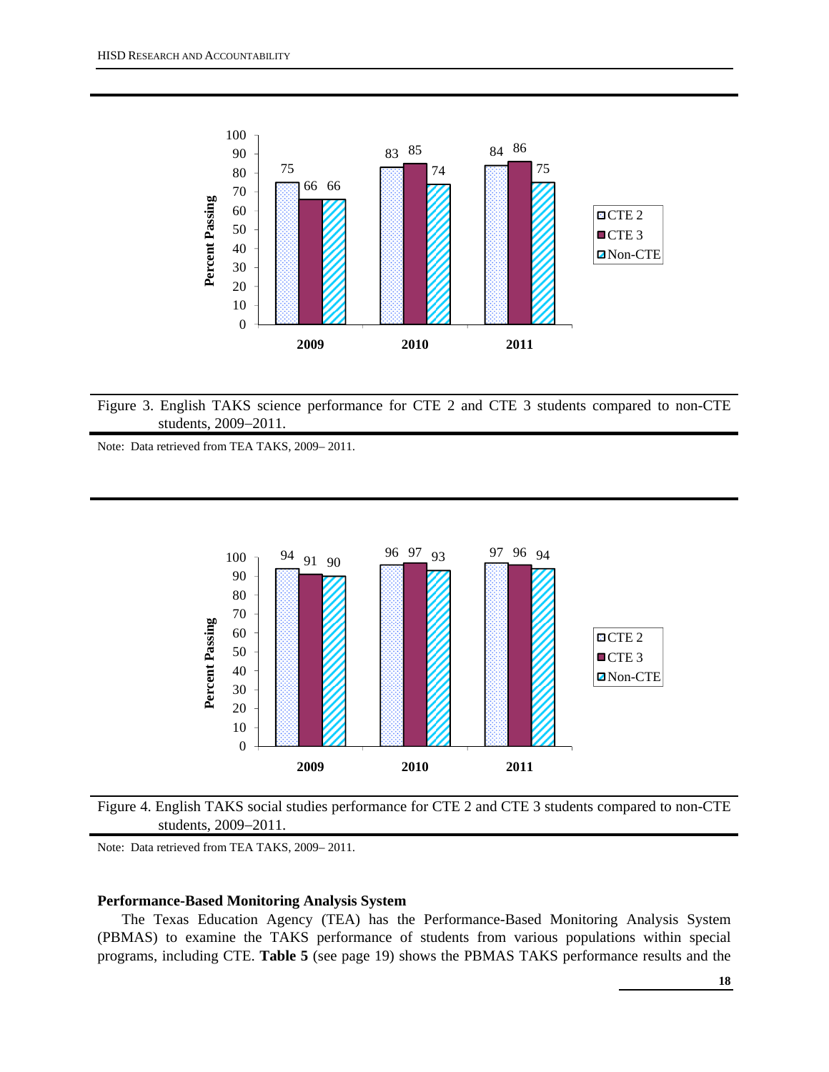Figure 3. English TAKS science performance for CTE 2 and CTE 3 students compared to non-CTE students, 2009–2011.

Note: Data retrieved from TEA TAKS, 2009– 2011.

Figure 4. English TAKS social studies performance for CTE 2 and CTE 3 students compared to non-CTE students, 2009–2011.

Note: Data retrieved from TEA TAKS, 2009– 2011.

**Performance-Based Monitoring Analysis System**

The Texas Education Agency (TEA) has the Performance-Based Monitoring Analysis System (PBMAS) to examine the TAKS performance of students from various populations within special programs, including CTE. **Table 5** (see page 19) shows the PBMAS TAKS performance results and the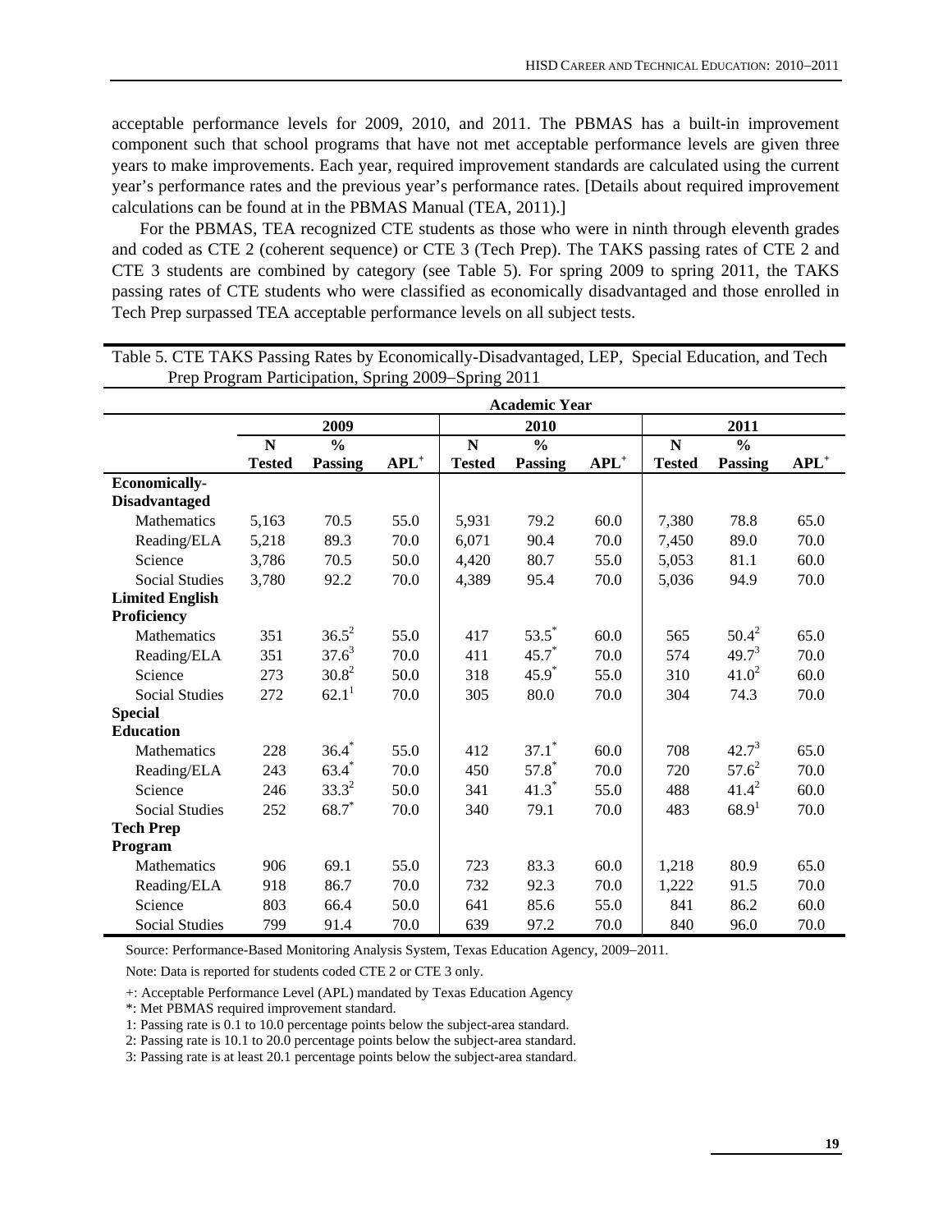acceptable performance levels for 2009, 2010, and 2011. The PBMAS has a built-in improvement component such that school programs that have not met acceptable performance levels are given three years to make improvements. Each year, required improvement standards are calculated using the current year's performance rates and the previous year's performance rates. [Details about required improvement calculations can be found at in the PBMAS Manual (TEA, 2011).]

For the PBMAS, TEA recognized CTE students as those who were in ninth through eleventh grades and coded as CTE 2 (coherent sequence) or CTE 3 (Tech Prep). The TAKS passing rates of CTE 2 and CTE 3 students are combined by category (see Table 5). For spring 2009 to spring 2011, the TAKS passing rates of CTE students who were classified as economically disadvantaged and those enrolled in Tech Prep surpassed TEA acceptable performance levels on all subject tests.

Table 5. CTE TAKS Passing Rates by Economically-Disadvantaged, LEP, Special Education, and Tech Prep Program Participation, Spring 2009–Spring 2011

| | Academic Year | | | | | | | | |
|---|---|---|---|---|---|---|---|---|---|
| | 2009 | | | 2010 | | | 2011 | | |
| | N Tested | % Passing | APL+ | N Tested | % Passing | APL+ | N Tested | % Passing | APL+ |
| **Economically-Disadvantaged** | | | | | | | | | |
| Mathematics | 5,163 | 70.5 | 55.0 | 5,931 | 79.2 | 60.0 | 7,380 | 78.8 | 65.0 |
| Reading/ELA | 5,218 | 89.3 | 70.0 | 6,071 | 90.4 | 70.0 | 7,450 | 89.0 | 70.0 |
| Science | 3,786 | 70.5 | 50.0 | 4,420 | 80.7 | 55.0 | 5,053 | 81.1 | 60.0 |
| Social Studies | 3,780 | 92.2 | 70.0 | 4,389 | 95.4 | 70.0 | 5,036 | 94.9 | 70.0 |
| **Limited English Proficiency** | | | | | | | | | |
| Mathematics | 351 | 36.5[2] | 55.0 | 417 | 53.5* | 60.0 | 565 | 50.4[2] | 65.0 |
| Reading/ELA | 351 | 37.6[3] | 70.0 | 411 | 45.7* | 70.0 | 574 | 49.7[3] | 70.0 |
| Science | 273 | 30.8[2] | 50.0 | 318 | 45.9* | 55.0 | 310 | 41.0[2] | 60.0 |
| Social Studies | 272 | 62.1[1] | 70.0 | 305 | 80.0 | 70.0 | 304 | 74.3 | 70.0 |
| **Special Education** | | | | | | | | | |
| Mathematics | 228 | 36.4* | 55.0 | 412 | 37.1* | 60.0 | 708 | 42.7[3] | 65.0 |
| Reading/ELA | 243 | 63.4* | 70.0 | 450 | 57.8* | 70.0 | 720 | 57.6[2] | 70.0 |
| Science | 246 | 33.3[2] | 50.0 | 341 | 41.3* | 55.0 | 488 | 41.4[2] | 60.0 |
| Social Studies | 252 | 68.7* | 70.0 | 340 | 79.1 | 70.0 | 483 | 68.9[1] | 70.0 |
| **Tech Prep Program** | | | | | | | | | |
| Mathematics | 906 | 69.1 | 55.0 | 723 | 83.3 | 60.0 | 1,218 | 80.9 | 65.0 |
| Reading/ELA | 918 | 86.7 | 70.0 | 732 | 92.3 | 70.0 | 1,222 | 91.5 | 70.0 |
| Science | 803 | 66.4 | 50.0 | 641 | 85.6 | 55.0 | 841 | 86.2 | 60.0 |
| Social Studies | 799 | 91.4 | 70.0 | 639 | 97.2 | 70.0 | 840 | 96.0 | 70.0 |

Source: Performance-Based Monitoring Analysis System, Texas Education Agency, 2009–2011.

Note: Data is reported for students coded CTE 2 or CTE 3 only.

+: Acceptable Performance Level (APL) mandated by Texas Education Agency

*: Met PBMAS required improvement standard.

1: Passing rate is 0.1 to 10.0 percentage points below the subject-area standard.

2: Passing rate is 10.1 to 20.0 percentage points below the subject-area standard.

3: Passing rate is at least 20.1 percentage points below the subject-area standard.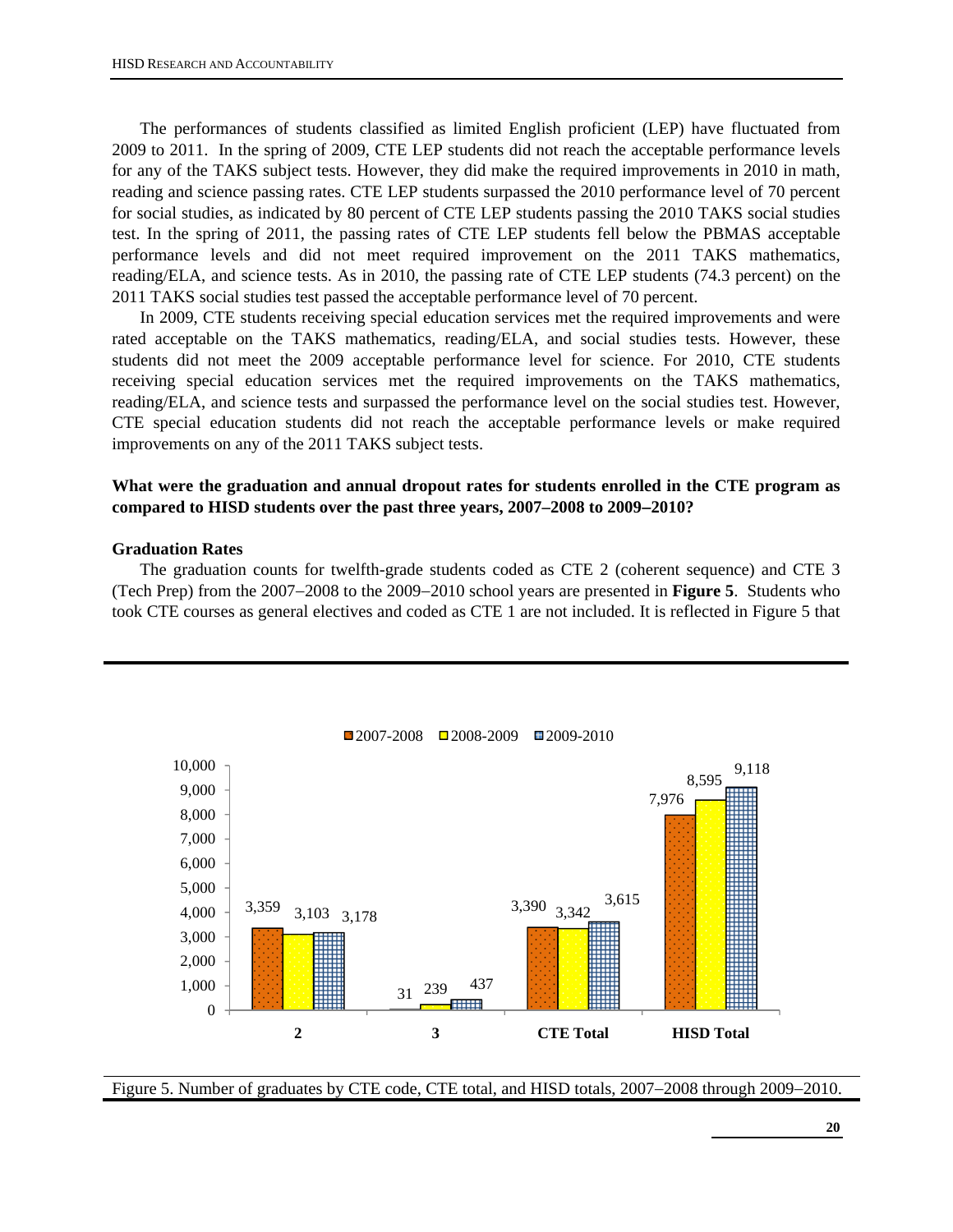The performances of students classified as limited English proficient (LEP) have fluctuated from 2009 to 2011. In the spring of 2009, CTE LEP students did not reach the acceptable performance levels for any of the TAKS subject tests. However, they did make the required improvements in 2010 in math, reading and science passing rates. CTE LEP students surpassed the 2010 performance level of 70 percent for social studies, as indicated by 80 percent of CTE LEP students passing the 2010 TAKS social studies test. In the spring of 2011, the passing rates of CTE LEP students fell below the PBMAS acceptable performance levels and did not meet required improvement on the 2011 TAKS mathematics, reading/ELA, and science tests. As in 2010, the passing rate of CTE LEP students (74.3 percent) on the 2011 TAKS social studies test passed the acceptable performance level of 70 percent.

In 2009, CTE students receiving special education services met the required improvements and were rated acceptable on the TAKS mathematics, reading/ELA, and social studies tests. However, these students did not meet the 2009 acceptable performance level for science. For 2010, CTE students receiving special education services met the required improvements on the TAKS mathematics, reading/ELA, and science tests and surpassed the performance level on the social studies test. However, CTE special education students did not reach the acceptable performance levels or make required improvements on any of the 2011 TAKS subject tests.

**What were the graduation and annual dropout rates for students enrolled in the CTE program as compared to HISD students over the past three years, 2007–2008 to 2009–2010?**

**Graduation Rates**

The graduation counts for twelfth-grade students coded as CTE 2 (coherent sequence) and CTE 3 (Tech Prep) from the 2007–2008 to the 2009–2010 school years are presented in **Figure 5**. Students who took CTE courses as general electives and coded as CTE 1 are not included. It is reflected in Figure 5 that

| | 2007-2008 | 2008-2009 | 2009-2010 |
|---|---|---|---|
| 2 | 3,359 | 3,103 | 3,178 |
| 3 | 31 | 239 | 437 |
| CTE Total | 3,390 | 3,342 | 3,615 |
| HISD Total | 7,976 | 8,595 | 9,118 |

Figure 5. Number of graduates by CTE code, CTE total, and HISD totals, 2007–2008 through 2009–2010.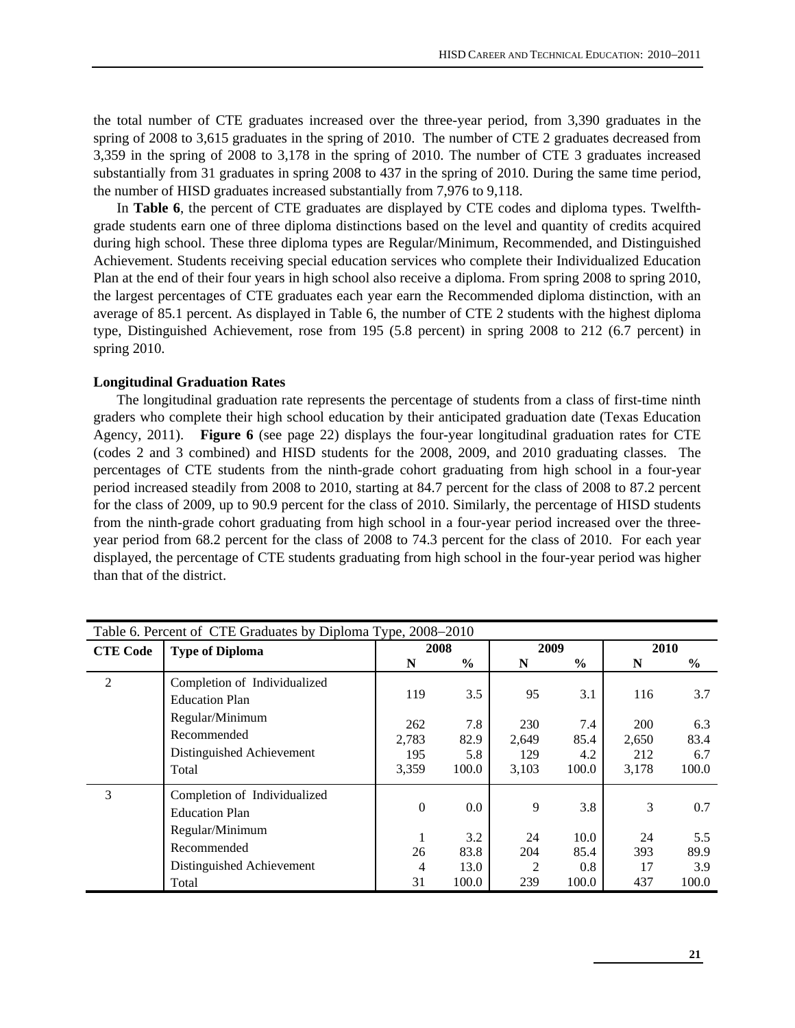the total number of CTE graduates increased over the three-year period, from 3,390 graduates in the spring of 2008 to 3,615 graduates in the spring of 2010. The number of CTE 2 graduates decreased from 3,359 in the spring of 2008 to 3,178 in the spring of 2010. The number of CTE 3 graduates increased substantially from 31 graduates in spring 2008 to 437 in the spring of 2010. During the same time period, the number of HISD graduates increased substantially from 7,976 to 9,118.

In **Table 6**, the percent of CTE graduates are displayed by CTE codes and diploma types. Twelfth-grade students earn one of three diploma distinctions based on the level and quantity of credits acquired during high school. These three diploma types are Regular/Minimum, Recommended, and Distinguished Achievement. Students receiving special education services who complete their Individualized Education Plan at the end of their four years in high school also receive a diploma. From spring 2008 to spring 2010, the largest percentages of CTE graduates each year earn the Recommended diploma distinction, with an average of 85.1 percent. As displayed in Table 6, the number of CTE 2 students with the highest diploma type, Distinguished Achievement, rose from 195 (5.8 percent) in spring 2008 to 212 (6.7 percent) in spring 2010.

**Longitudinal Graduation Rates**

The longitudinal graduation rate represents the percentage of students from a class of first-time ninth graders who complete their high school education by their anticipated graduation date (Texas Education Agency, 2011). **Figure 6** (see page 22) displays the four-year longitudinal graduation rates for CTE (codes 2 and 3 combined) and HISD students for the 2008, 2009, and 2010 graduating classes. The percentages of CTE students from the ninth-grade cohort graduating from high school in a four-year period increased steadily from 2008 to 2010, starting at 84.7 percent for the class of 2008 to 87.2 percent for the class of 2009, up to 90.9 percent for the class of 2010. Similarly, the percentage of HISD students from the ninth-grade cohort graduating from high school in a four-year period increased over the three-year period from 68.2 percent for the class of 2008 to 74.3 percent for the class of 2010. For each year displayed, the percentage of CTE students graduating from high school in the four-year period was higher than that of the district.

Table 6. Percent of CTE Graduates by Diploma Type, 2008–2010

| CTE Code | Type of Diploma | 2008 | | 2009 | | 2010 | |
|---|---|---|---|---|---|---|---|
| | | N | % | N | % | N | % |
| 2 | Completion of Individualized Education Plan | 119 | 3.5 | 95 | 3.1 | 116 | 3.7 |
| | Regular/Minimum | 262 | 7.8 | 230 | 7.4 | 200 | 6.3 |
| | Recommended | 2,783 | 82.9 | 2,649 | 85.4 | 2,650 | 83.4 |
| | Distinguished Achievement | 195 | 5.8 | 129 | 4.2 | 212 | 6.7 |
| | Total | 3,359 | 100.0 | 3,103 | 100.0 | 3,178 | 100.0 |
| 3 | Completion of Individualized Education Plan | 0 | 0.0 | 9 | 3.8 | 3 | 0.7 |
| | Regular/Minimum | 1 | 3.2 | 24 | 10.0 | 24 | 5.5 |
| | Recommended | 26 | 83.8 | 204 | 85.4 | 393 | 89.9 |
| | Distinguished Achievement | 4 | 13.0 | 2 | 0.8 | 17 | 3.9 |
| | Total | 31 | 100.0 | 239 | 100.0 | 437 | 100.0 |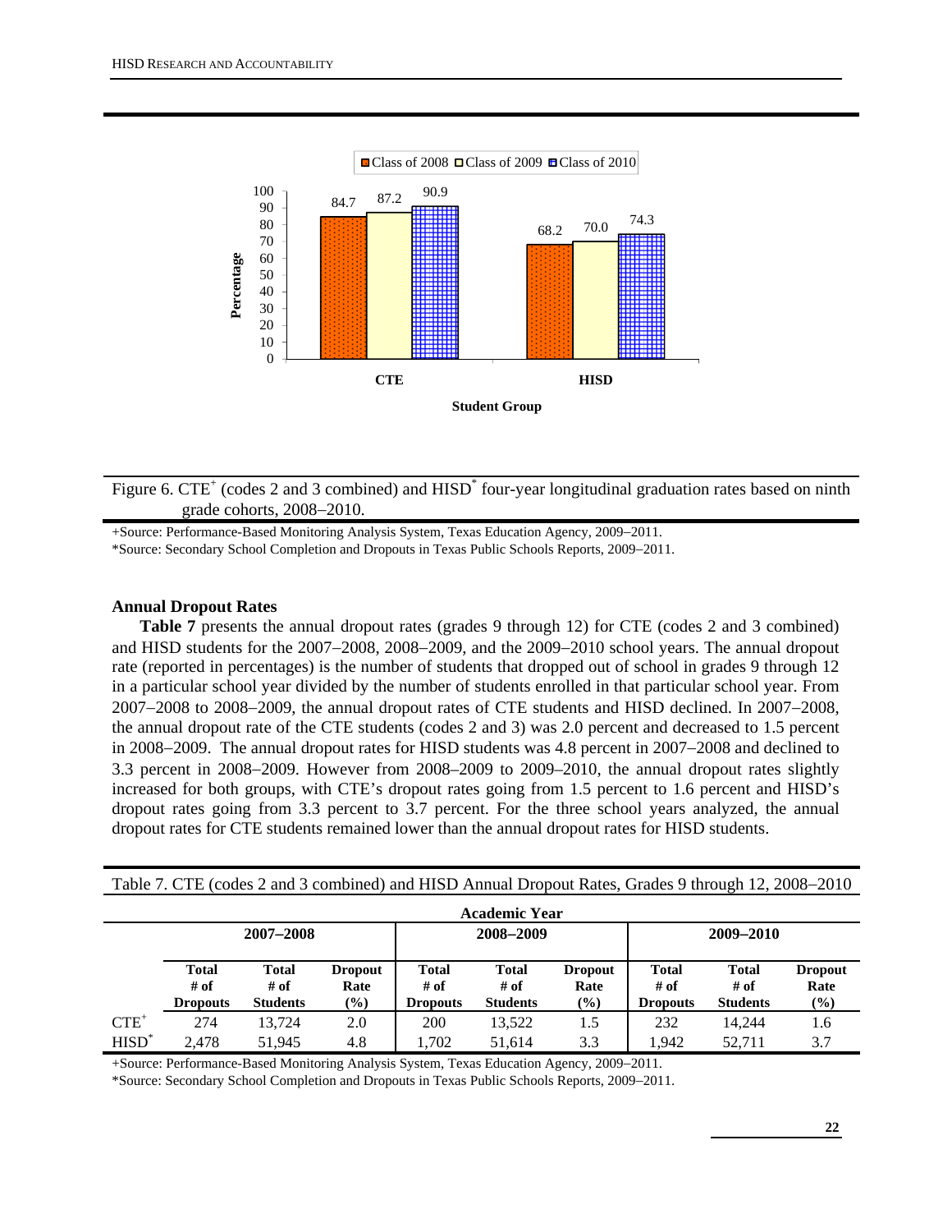Figure 6. CTE[+] (codes 2 and 3 combined) and HISD[*] four-year longitudinal graduation rates based on ninth grade cohorts, 2008–2010.

+Source: Performance-Based Monitoring Analysis System, Texas Education Agency, 2009–2011.
*Source: Secondary School Completion and Dropouts in Texas Public Schools Reports, 2009–2011.

### Annual Dropout Rates

**Table 7** presents the annual dropout rates (grades 9 through 12) for CTE (codes 2 and 3 combined) and HISD students for the 2007–2008, 2008–2009, and the 2009–2010 school years. The annual dropout rate (reported in percentages) is the number of students that dropped out of school in grades 9 through 12 in a particular school year divided by the number of students enrolled in that particular school year. From 2007–2008 to 2008–2009, the annual dropout rates of CTE students and HISD declined. In 2007–2008, the annual dropout rate of the CTE students (codes 2 and 3) was 2.0 percent and decreased to 1.5 percent in 2008–2009. The annual dropout rates for HISD students was 4.8 percent in 2007–2008 and declined to 3.3 percent in 2008–2009. However from 2008–2009 to 2009–2010, the annual dropout rates slightly increased for both groups, with CTE's dropout rates going from 1.5 percent to 1.6 percent and HISD's dropout rates going from 3.3 percent to 3.7 percent. For the three school years analyzed, the annual dropout rates for CTE students remained lower than the annual dropout rates for HISD students.

Table 7. CTE (codes 2 and 3 combined) and HISD Annual Dropout Rates, Grades 9 through 12, 2008–2010

| | Academic Year | | | | | | | | |
|---|---|---|---|---|---|---|---|---|---|
| | 2007–2008 | | | 2008–2009 | | | 2009–2010 | | |
| | Total # of Dropouts | Total # of Students | Dropout Rate (%) | Total # of Dropouts | Total # of Students | Dropout Rate (%) | Total # of Dropouts | Total # of Students | Dropout Rate (%) |
| CTE[+] | 274 | 13,724 | 2.0 | 200 | 13,522 | 1.5 | 232 | 14,244 | 1.6 |
| HISD[*] | 2,478 | 51,945 | 4.8 | 1,702 | 51,614 | 3.3 | 1,942 | 52,711 | 3.7 |

+Source: Performance-Based Monitoring Analysis System, Texas Education Agency, 2009–2011.
*Source: Secondary School Completion and Dropouts in Texas Public Schools Reports, 2009–2011.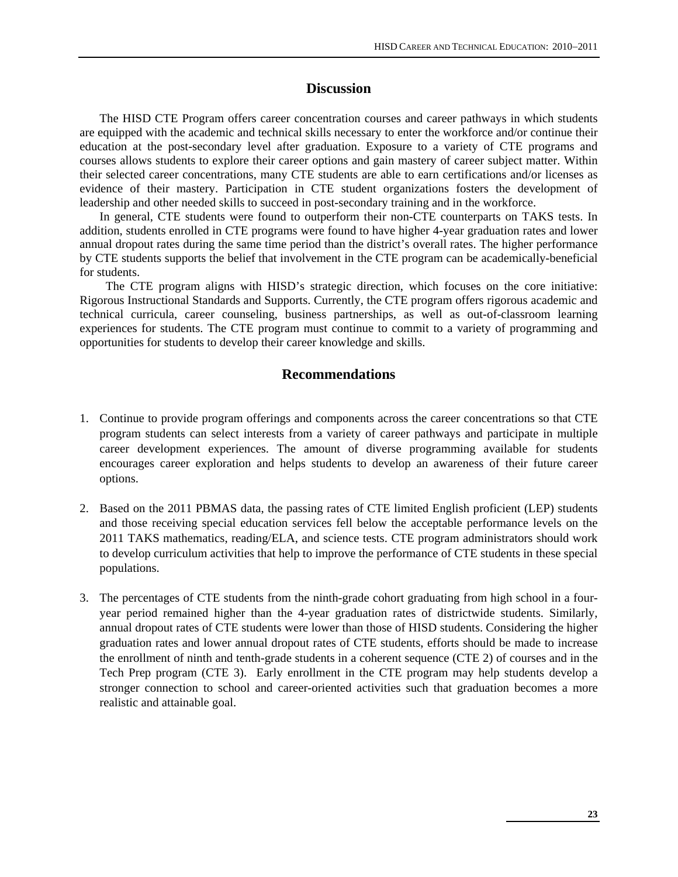## Discussion

The HISD CTE Program offers career concentration courses and career pathways in which students are equipped with the academic and technical skills necessary to enter the workforce and/or continue their education at the post-secondary level after graduation. Exposure to a variety of CTE programs and courses allows students to explore their career options and gain mastery of career subject matter. Within their selected career concentrations, many CTE students are able to earn certifications and/or licenses as evidence of their mastery. Participation in CTE student organizations fosters the development of leadership and other needed skills to succeed in post-secondary training and in the workforce.

In general, CTE students were found to outperform their non-CTE counterparts on TAKS tests. In addition, students enrolled in CTE programs were found to have higher 4-year graduation rates and lower annual dropout rates during the same time period than the district's overall rates. The higher performance by CTE students supports the belief that involvement in the CTE program can be academically-beneficial for students.

The CTE program aligns with HISD's strategic direction, which focuses on the core initiative: Rigorous Instructional Standards and Supports. Currently, the CTE program offers rigorous academic and technical curricula, career counseling, business partnerships, as well as out-of-classroom learning experiences for students. The CTE program must continue to commit to a variety of programming and opportunities for students to develop their career knowledge and skills.

## Recommendations

1. Continue to provide program offerings and components across the career concentrations so that CTE program students can select interests from a variety of career pathways and participate in multiple career development experiences. The amount of diverse programming available for students encourages career exploration and helps students to develop an awareness of their future career options.

2. Based on the 2011 PBMAS data, the passing rates of CTE limited English proficient (LEP) students and those receiving special education services fell below the acceptable performance levels on the 2011 TAKS mathematics, reading/ELA, and science tests. CTE program administrators should work to develop curriculum activities that help to improve the performance of CTE students in these special populations.

3. The percentages of CTE students from the ninth-grade cohort graduating from high school in a four-year period remained higher than the 4-year graduation rates of districtwide students. Similarly, annual dropout rates of CTE students were lower than those of HISD students. Considering the higher graduation rates and lower annual dropout rates of CTE students, efforts should be made to increase the enrollment of ninth and tenth-grade students in a coherent sequence (CTE 2) of courses and in the Tech Prep program (CTE 3). Early enrollment in the CTE program may help students develop a stronger connection to school and career-oriented activities such that graduation becomes a more realistic and attainable goal.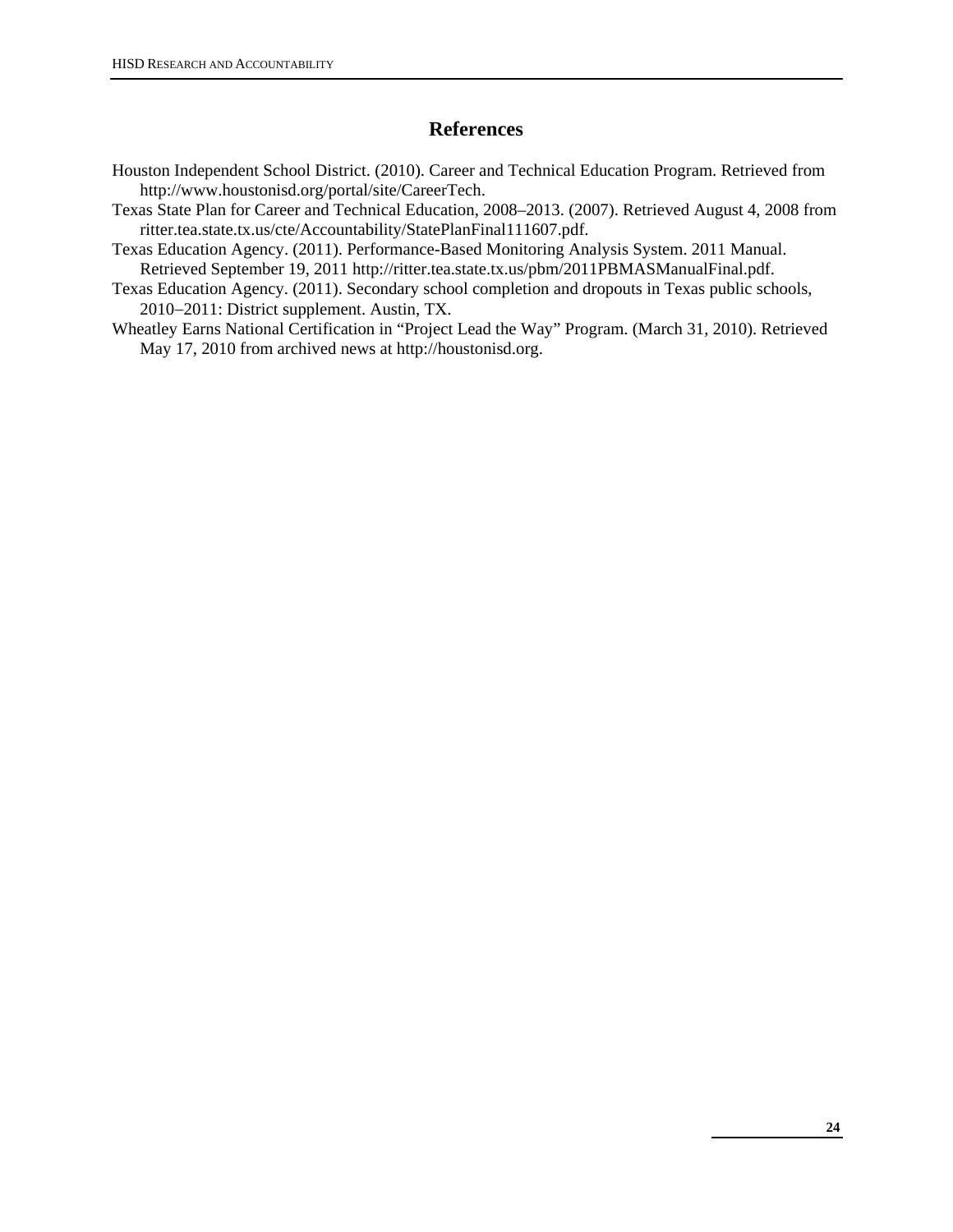# References

Houston Independent School District. (2010). Career and Technical Education Program. Retrieved from http://www.houstonisd.org/portal/site/CareerTech.

Texas State Plan for Career and Technical Education, 2008–2013. (2007). Retrieved August 4, 2008 from ritter.tea.state.tx.us/cte/Accountability/StatePlanFinal111607.pdf.

Texas Education Agency. (2011). Performance-Based Monitoring Analysis System. 2011 Manual. Retrieved September 19, 2011 http://ritter.tea.state.tx.us/pbm/2011PBMASManualFinal.pdf.

Texas Education Agency. (2011). Secondary school completion and dropouts in Texas public schools, 2010–2011: District supplement. Austin, TX.

Wheatley Earns National Certification in "Project Lead the Way" Program. (March 31, 2010). Retrieved May 17, 2010 from archived news at http://houstonisd.org.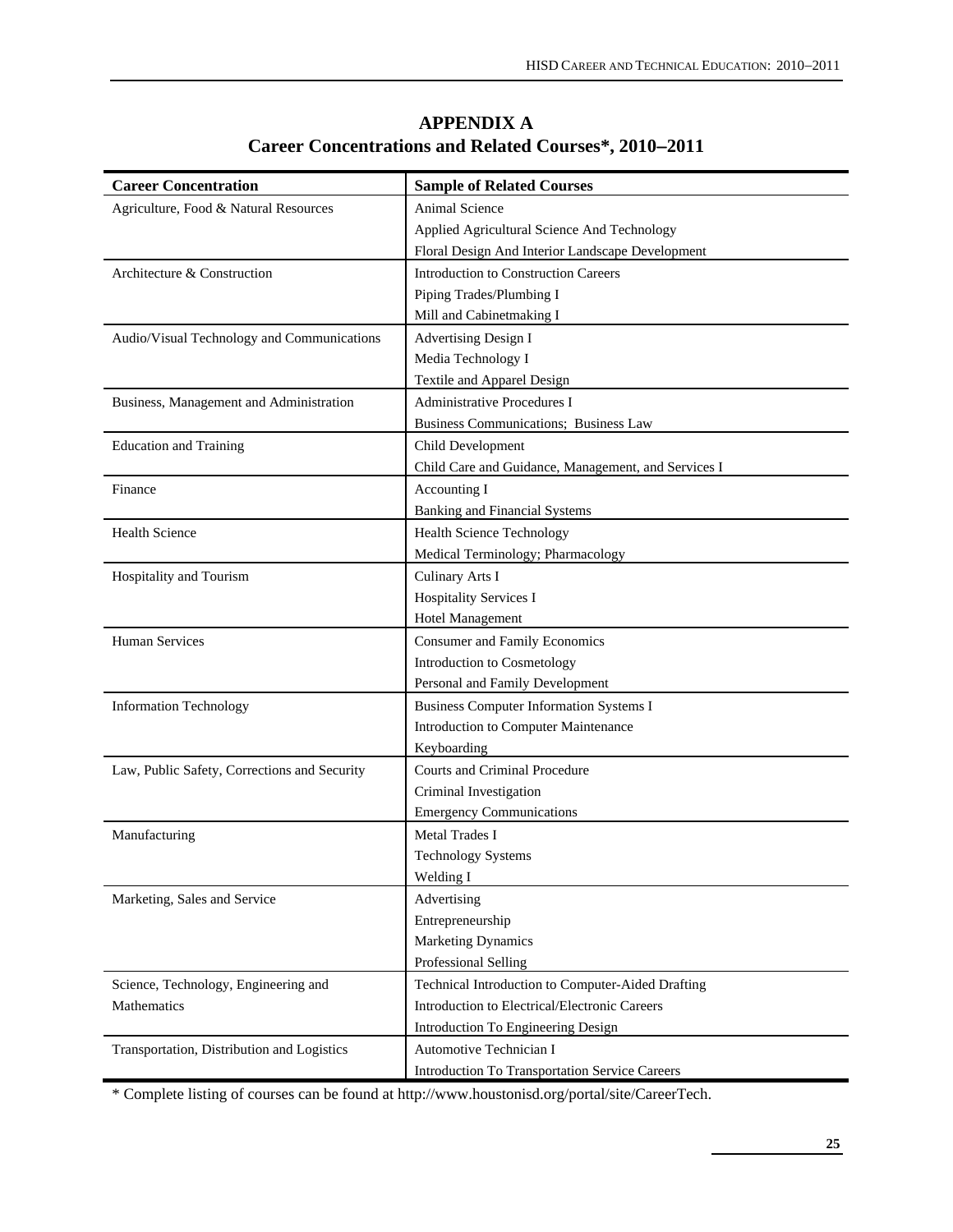# APPENDIX A

## Career Concentrations and Related Courses*, 2010–2011

| Career Concentration | Sample of Related Courses |
|---|---|
| Agriculture, Food & Natural Resources | Animal Science |
| | Applied Agricultural Science And Technology |
| | Floral Design And Interior Landscape Development |
| Architecture & Construction | Introduction to Construction Careers |
| | Piping Trades/Plumbing I |
| | Mill and Cabinetmaking I |
| Audio/Visual Technology and Communications | Advertising Design I |
| | Media Technology I |
| | Textile and Apparel Design |
| Business, Management and Administration | Administrative Procedures I |
| | Business Communications; Business Law |
| Education and Training | Child Development |
| | Child Care and Guidance, Management, and Services I |
| Finance | Accounting I |
| | Banking and Financial Systems |
| Health Science | Health Science Technology |
| | Medical Terminology; Pharmacology |
| Hospitality and Tourism | Culinary Arts I |
| | Hospitality Services I |
| | Hotel Management |
| Human Services | Consumer and Family Economics |
| | Introduction to Cosmetology |
| | Personal and Family Development |
| Information Technology | Business Computer Information Systems I |
| | Introduction to Computer Maintenance |
| | Keyboarding |
| Law, Public Safety, Corrections and Security | Courts and Criminal Procedure |
| | Criminal Investigation |
| | Emergency Communications |
| Manufacturing | Metal Trades I |
| | Technology Systems |
| | Welding I |
| Marketing, Sales and Service | Advertising |
| | Entrepreneurship |
| | Marketing Dynamics |
| | Professional Selling |
| Science, Technology, Engineering and Mathematics | Technical Introduction to Computer-Aided Drafting |
| | Introduction to Electrical/Electronic Careers |
| | Introduction To Engineering Design |
| Transportation, Distribution and Logistics | Automotive Technician I |
| | Introduction To Transportation Service Careers |

* Complete listing of courses can be found at http://www.houstonisd.org/portal/site/CareerTech.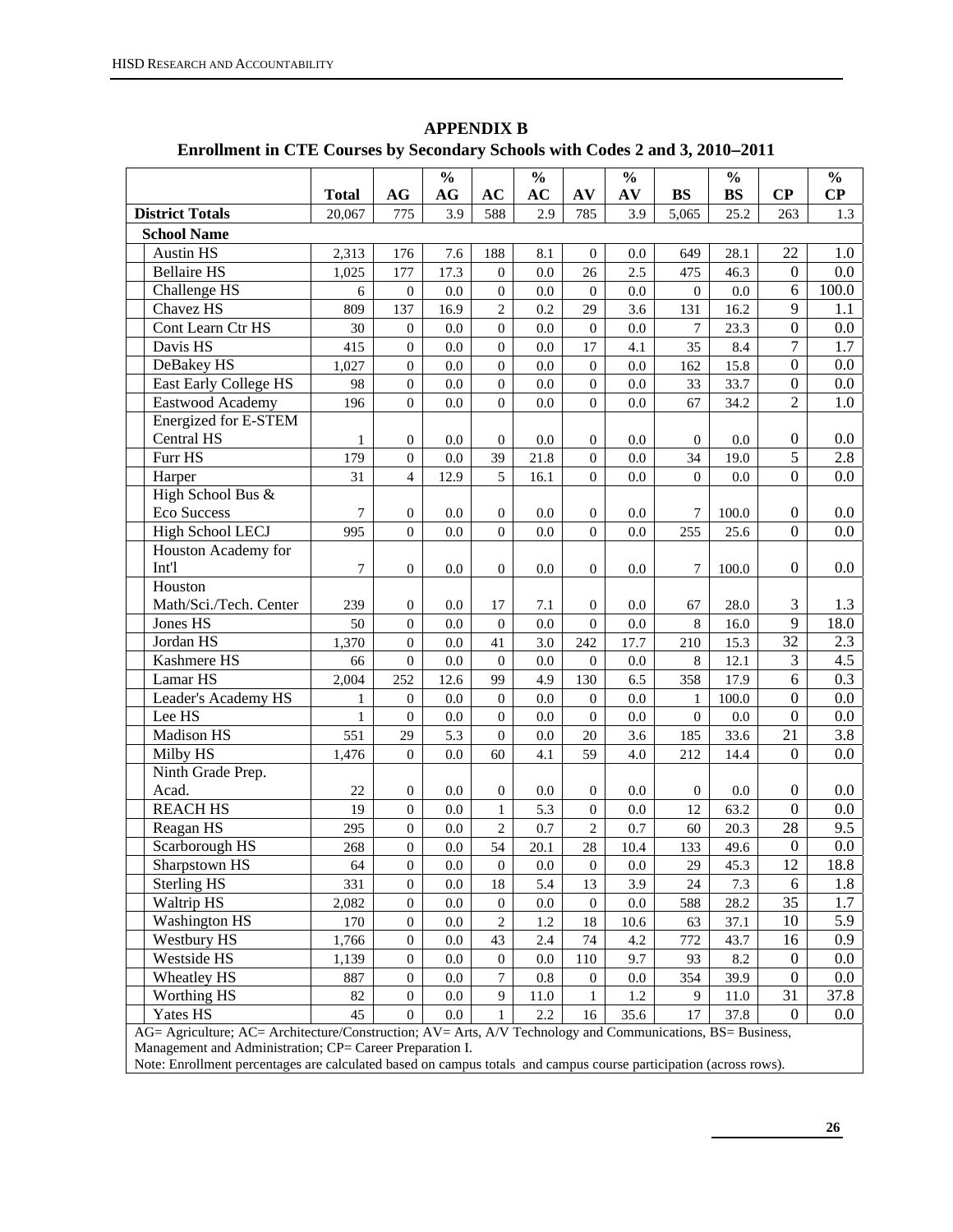# APPENDIX B

## Enrollment in CTE Courses by Secondary Schools with Codes 2 and 3, 2010–2011

| | Total | AG | % AG | AC | % AC | AV | % AV | BS | % BS | CP | % CP |
|---|---|---|---|---|---|---|---|---|---|---|---|
| **District Totals** | 20,067 | 775 | 3.9 | 588 | 2.9 | 785 | 3.9 | 5,065 | 25.2 | 263 | 1.3 |
| **School Name** | | | | | | | | | | | |
| Austin HS | 2,313 | 176 | 7.6 | 188 | 8.1 | 0 | 0.0 | 649 | 28.1 | 22 | 1.0 |
| Bellaire HS | 1,025 | 177 | 17.3 | 0 | 0.0 | 26 | 2.5 | 475 | 46.3 | 0 | 0.0 |
| Challenge HS | 6 | 0 | 0.0 | 0 | 0.0 | 0 | 0.0 | 0 | 0.0 | 6 | 100.0 |
| Chavez HS | 809 | 137 | 16.9 | 2 | 0.2 | 29 | 3.6 | 131 | 16.2 | 9 | 1.1 |
| Cont Learn Ctr HS | 30 | 0 | 0.0 | 0 | 0.0 | 0 | 0.0 | 7 | 23.3 | 0 | 0.0 |
| Davis HS | 415 | 0 | 0.0 | 0 | 0.0 | 17 | 4.1 | 35 | 8.4 | 7 | 1.7 |
| DeBakey HS | 1,027 | 0 | 0.0 | 0 | 0.0 | 0 | 0.0 | 162 | 15.8 | 0 | 0.0 |
| East Early College HS | 98 | 0 | 0.0 | 0 | 0.0 | 0 | 0.0 | 33 | 33.7 | 0 | 0.0 |
| Eastwood Academy | 196 | 0 | 0.0 | 0 | 0.0 | 0 | 0.0 | 67 | 34.2 | 2 | 1.0 |
| Energized for E-STEM Central HS | 1 | 0 | 0.0 | 0 | 0.0 | 0 | 0.0 | 0 | 0.0 | 0 | 0.0 |
| Furr HS | 179 | 0 | 0.0 | 39 | 21.8 | 0 | 0.0 | 34 | 19.0 | 5 | 2.8 |
| Harper | 31 | 4 | 12.9 | 5 | 16.1 | 0 | 0.0 | 0 | 0.0 | 0 | 0.0 |
| High School Bus & Eco Success | 7 | 0 | 0.0 | 0 | 0.0 | 0 | 0.0 | 7 | 100.0 | 0 | 0.0 |
| High School LECJ | 995 | 0 | 0.0 | 0 | 0.0 | 0 | 0.0 | 255 | 25.6 | 0 | 0.0 |
| Houston Academy for Int'l | 7 | 0 | 0.0 | 0 | 0.0 | 0 | 0.0 | 7 | 100.0 | 0 | 0.0 |
| Houston Math/Sci./Tech. Center | 239 | 0 | 0.0 | 17 | 7.1 | 0 | 0.0 | 67 | 28.0 | 3 | 1.3 |
| Jones HS | 50 | 0 | 0.0 | 0 | 0.0 | 0 | 0.0 | 8 | 16.0 | 9 | 18.0 |
| Jordan HS | 1,370 | 0 | 0.0 | 41 | 3.0 | 242 | 17.7 | 210 | 15.3 | 32 | 2.3 |
| Kashmere HS | 66 | 0 | 0.0 | 0 | 0.0 | 0 | 0.0 | 8 | 12.1 | 3 | 4.5 |
| Lamar HS | 2,004 | 252 | 12.6 | 99 | 4.9 | 130 | 6.5 | 358 | 17.9 | 6 | 0.3 |
| Leader's Academy HS | 1 | 0 | 0.0 | 0 | 0.0 | 0 | 0.0 | 1 | 100.0 | 0 | 0.0 |
| Lee HS | 1 | 0 | 0.0 | 0 | 0.0 | 0 | 0.0 | 0 | 0.0 | 0 | 0.0 |
| Madison HS | 551 | 29 | 5.3 | 0 | 0.0 | 20 | 3.6 | 185 | 33.6 | 21 | 3.8 |
| Milby HS | 1,476 | 0 | 0.0 | 60 | 4.1 | 59 | 4.0 | 212 | 14.4 | 0 | 0.0 |
| Ninth Grade Prep. Acad. | 22 | 0 | 0.0 | 0 | 0.0 | 0 | 0.0 | 0 | 0.0 | 0 | 0.0 |
| REACH HS | 19 | 0 | 0.0 | 1 | 5.3 | 0 | 0.0 | 12 | 63.2 | 0 | 0.0 |
| Reagan HS | 295 | 0 | 0.0 | 2 | 0.7 | 2 | 0.7 | 60 | 20.3 | 28 | 9.5 |
| Scarborough HS | 268 | 0 | 0.0 | 54 | 20.1 | 28 | 10.4 | 133 | 49.6 | 0 | 0.0 |
| Sharpstown HS | 64 | 0 | 0.0 | 0 | 0.0 | 0 | 0.0 | 29 | 45.3 | 12 | 18.8 |
| Sterling HS | 331 | 0 | 0.0 | 18 | 5.4 | 13 | 3.9 | 24 | 7.3 | 6 | 1.8 |
| Waltrip HS | 2,082 | 0 | 0.0 | 0 | 0.0 | 0 | 0.0 | 588 | 28.2 | 35 | 1.7 |
| Washington HS | 170 | 0 | 0.0 | 2 | 1.2 | 18 | 10.6 | 63 | 37.1 | 10 | 5.9 |
| Westbury HS | 1,766 | 0 | 0.0 | 43 | 2.4 | 74 | 4.2 | 772 | 43.7 | 16 | 0.9 |
| Westside HS | 1,139 | 0 | 0.0 | 0 | 0.0 | 110 | 9.7 | 93 | 8.2 | 0 | 0.0 |
| Wheatley HS | 887 | 0 | 0.0 | 7 | 0.8 | 0 | 0.0 | 354 | 39.9 | 0 | 0.0 |
| Worthing HS | 82 | 0 | 0.0 | 9 | 11.0 | 1 | 1.2 | 9 | 11.0 | 31 | 37.8 |
| Yates HS | 45 | 0 | 0.0 | 1 | 2.2 | 16 | 35.6 | 17 | 37.8 | 0 | 0.0 |

AG= Agriculture; AC= Architecture/Construction; AV= Arts, A/V Technology and Communications, BS= Business, Management and Administration; CP= Career Preparation I.

Note: Enrollment percentages are calculated based on campus totals and campus course participation (across rows).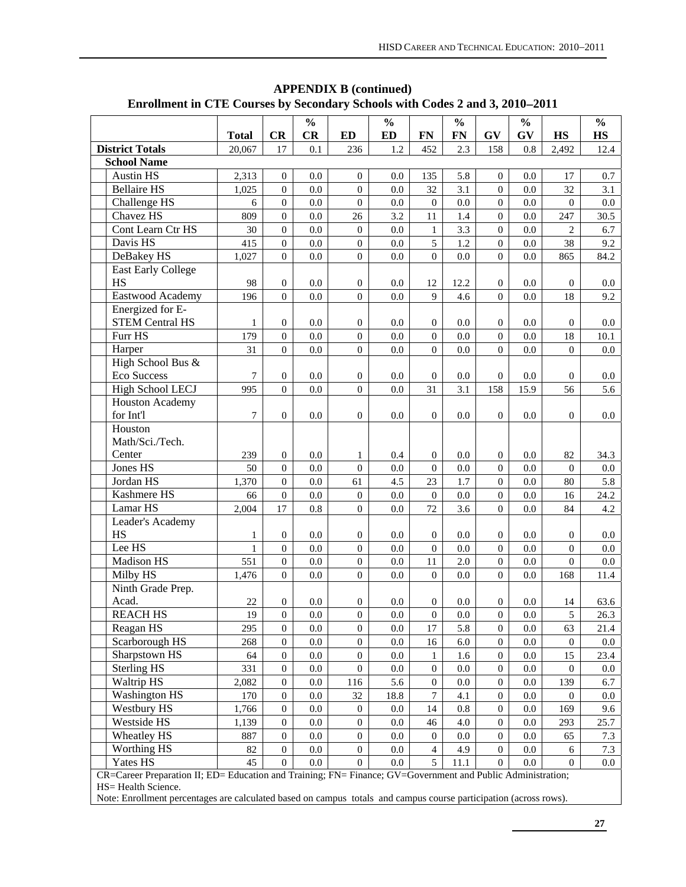**APPENDIX B (continued)**
**Enrollment in CTE Courses by Secondary Schools with Codes 2 and 3, 2010–2011**

| | Total | CR | % CR | ED | % ED | FN | % FN | GV | % GV | HS | % HS |
|---|---|---|---|---|---|---|---|---|---|---|---|
| **District Totals** | 20,067 | 17 | 0.1 | 236 | 1.2 | 452 | 2.3 | 158 | 0.8 | 2,492 | 12.4 |
| **School Name** | | | | | | | | | | | |
| Austin HS | 2,313 | 0 | 0.0 | 0 | 0.0 | 135 | 5.8 | 0 | 0.0 | 17 | 0.7 |
| Bellaire HS | 1,025 | 0 | 0.0 | 0 | 0.0 | 32 | 3.1 | 0 | 0.0 | 32 | 3.1 |
| Challenge HS | 6 | 0 | 0.0 | 0 | 0.0 | 0 | 0.0 | 0 | 0.0 | 0 | 0.0 |
| Chavez HS | 809 | 0 | 0.0 | 26 | 3.2 | 11 | 1.4 | 0 | 0.0 | 247 | 30.5 |
| Cont Learn Ctr HS | 30 | 0 | 0.0 | 0 | 0.0 | 1 | 3.3 | 0 | 0.0 | 2 | 6.7 |
| Davis HS | 415 | 0 | 0.0 | 0 | 0.0 | 5 | 1.2 | 0 | 0.0 | 38 | 9.2 |
| DeBakey HS | 1,027 | 0 | 0.0 | 0 | 0.0 | 0 | 0.0 | 0 | 0.0 | 865 | 84.2 |
| East Early College HS | 98 | 0 | 0.0 | 0 | 0.0 | 12 | 12.2 | 0 | 0.0 | 0 | 0.0 |
| Eastwood Academy | 196 | 0 | 0.0 | 0 | 0.0 | 9 | 4.6 | 0 | 0.0 | 18 | 9.2 |
| Energized for E-STEM Central HS | 1 | 0 | 0.0 | 0 | 0.0 | 0 | 0.0 | 0 | 0.0 | 0 | 0.0 |
| Furr HS | 179 | 0 | 0.0 | 0 | 0.0 | 0 | 0.0 | 0 | 0.0 | 18 | 10.1 |
| Harper | 31 | 0 | 0.0 | 0 | 0.0 | 0 | 0.0 | 0 | 0.0 | 0 | 0.0 |
| High School Bus & Eco Success | 7 | 0 | 0.0 | 0 | 0.0 | 0 | 0.0 | 0 | 0.0 | 0 | 0.0 |
| High School LECJ | 995 | 0 | 0.0 | 0 | 0.0 | 31 | 3.1 | 158 | 15.9 | 56 | 5.6 |
| Houston Academy for Int'l | 7 | 0 | 0.0 | 0 | 0.0 | 0 | 0.0 | 0 | 0.0 | 0 | 0.0 |
| Houston Math/Sci./Tech. Center | 239 | 0 | 0.0 | 1 | 0.4 | 0 | 0.0 | 0 | 0.0 | 82 | 34.3 |
| Jones HS | 50 | 0 | 0.0 | 0 | 0.0 | 0 | 0.0 | 0 | 0.0 | 0 | 0.0 |
| Jordan HS | 1,370 | 0 | 0.0 | 61 | 4.5 | 23 | 1.7 | 0 | 0.0 | 80 | 5.8 |
| Kashmere HS | 66 | 0 | 0.0 | 0 | 0.0 | 0 | 0.0 | 0 | 0.0 | 16 | 24.2 |
| Lamar HS | 2,004 | 17 | 0.8 | 0 | 0.0 | 72 | 3.6 | 0 | 0.0 | 84 | 4.2 |
| Leader's Academy HS | 1 | 0 | 0.0 | 0 | 0.0 | 0 | 0.0 | 0 | 0.0 | 0 | 0.0 |
| Lee HS | 1 | 0 | 0.0 | 0 | 0.0 | 0 | 0.0 | 0 | 0.0 | 0 | 0.0 |
| Madison HS | 551 | 0 | 0.0 | 0 | 0.0 | 11 | 2.0 | 0 | 0.0 | 0 | 0.0 |
| Milby HS | 1,476 | 0 | 0.0 | 0 | 0.0 | 0 | 0.0 | 0 | 0.0 | 168 | 11.4 |
| Ninth Grade Prep. Acad. | 22 | 0 | 0.0 | 0 | 0.0 | 0 | 0.0 | 0 | 0.0 | 14 | 63.6 |
| REACH HS | 19 | 0 | 0.0 | 0 | 0.0 | 0 | 0.0 | 0 | 0.0 | 5 | 26.3 |
| Reagan HS | 295 | 0 | 0.0 | 0 | 0.0 | 17 | 5.8 | 0 | 0.0 | 63 | 21.4 |
| Scarborough HS | 268 | 0 | 0.0 | 0 | 0.0 | 16 | 6.0 | 0 | 0.0 | 0 | 0.0 |
| Sharpstown HS | 64 | 0 | 0.0 | 0 | 0.0 | 1 | 1.6 | 0 | 0.0 | 15 | 23.4 |
| Sterling HS | 331 | 0 | 0.0 | 0 | 0.0 | 0 | 0.0 | 0 | 0.0 | 0 | 0.0 |
| Waltrip HS | 2,082 | 0 | 0.0 | 116 | 5.6 | 0 | 0.0 | 0 | 0.0 | 139 | 6.7 |
| Washington HS | 170 | 0 | 0.0 | 32 | 18.8 | 7 | 4.1 | 0 | 0.0 | 0 | 0.0 |
| Westbury HS | 1,766 | 0 | 0.0 | 0 | 0.0 | 14 | 0.8 | 0 | 0.0 | 169 | 9.6 |
| Westside HS | 1,139 | 0 | 0.0 | 0 | 0.0 | 46 | 4.0 | 0 | 0.0 | 293 | 25.7 |
| Wheatley HS | 887 | 0 | 0.0 | 0 | 0.0 | 0 | 0.0 | 0 | 0.0 | 65 | 7.3 |
| Worthing HS | 82 | 0 | 0.0 | 0 | 0.0 | 4 | 4.9 | 0 | 0.0 | 6 | 7.3 |
| Yates HS | 45 | 0 | 0.0 | 0 | 0.0 | 5 | 11.1 | 0 | 0.0 | 0 | 0.0 |

CR=Career Preparation II; ED= Education and Training; FN= Finance; GV=Government and Public Administration; HS= Health Science.
Note: Enrollment percentages are calculated based on campus totals and campus course participation (across rows).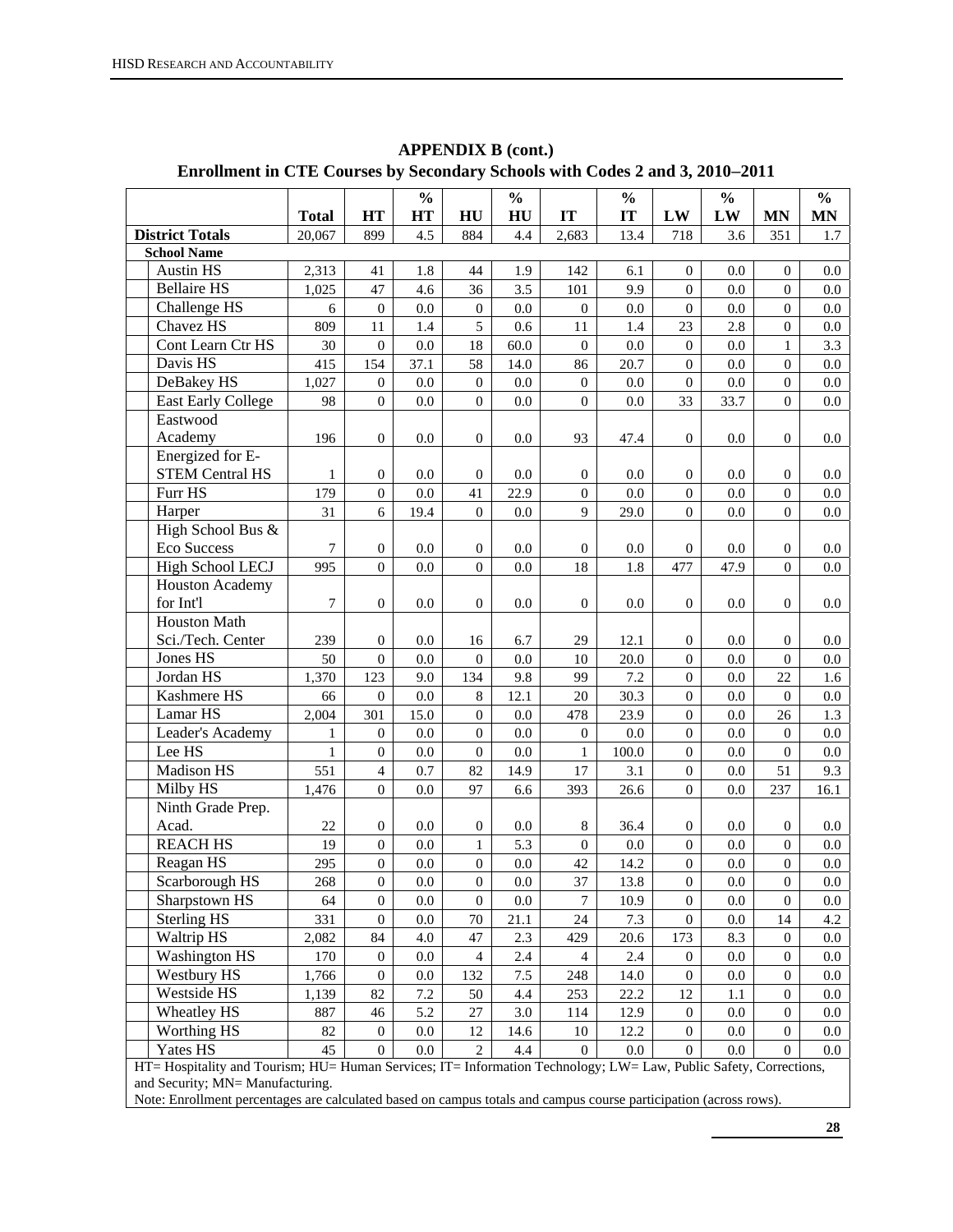## APPENDIX B (cont.)

### Enrollment in CTE Courses by Secondary Schools with Codes 2 and 3, 2010–2011

| | Total | HT | % HT | HU | % HU | IT | % IT | LW | % LW | MN | % MN |
|---|---|---|---|---|---|---|---|---|---|---|---|
| **District Totals** | 20,067 | 899 | 4.5 | 884 | 4.4 | 2,683 | 13.4 | 718 | 3.6 | 351 | 1.7 |
| **School Name** | | | | | | | | | | | |
| Austin HS | 2,313 | 41 | 1.8 | 44 | 1.9 | 142 | 6.1 | 0 | 0.0 | 0 | 0.0 |
| Bellaire HS | 1,025 | 47 | 4.6 | 36 | 3.5 | 101 | 9.9 | 0 | 0.0 | 0 | 0.0 |
| Challenge HS | 6 | 0 | 0.0 | 0 | 0.0 | 0 | 0.0 | 0 | 0.0 | 0 | 0.0 |
| Chavez HS | 809 | 11 | 1.4 | 5 | 0.6 | 11 | 1.4 | 23 | 2.8 | 0 | 0.0 |
| Cont Learn Ctr HS | 30 | 0 | 0.0 | 18 | 60.0 | 0 | 0.0 | 0 | 0.0 | 1 | 3.3 |
| Davis HS | 415 | 154 | 37.1 | 58 | 14.0 | 86 | 20.7 | 0 | 0.0 | 0 | 0.0 |
| DeBakey HS | 1,027 | 0 | 0.0 | 0 | 0.0 | 0 | 0.0 | 0 | 0.0 | 0 | 0.0 |
| East Early College | 98 | 0 | 0.0 | 0 | 0.0 | 0 | 0.0 | 33 | 33.7 | 0 | 0.0 |
| Eastwood Academy | 196 | 0 | 0.0 | 0 | 0.0 | 93 | 47.4 | 0 | 0.0 | 0 | 0.0 |
| Energized for E-STEM Central HS | 1 | 0 | 0.0 | 0 | 0.0 | 0 | 0.0 | 0 | 0.0 | 0 | 0.0 |
| Furr HS | 179 | 0 | 0.0 | 41 | 22.9 | 0 | 0.0 | 0 | 0.0 | 0 | 0.0 |
| Harper | 31 | 6 | 19.4 | 0 | 0.0 | 9 | 29.0 | 0 | 0.0 | 0 | 0.0 |
| High School Bus & Eco Success | 7 | 0 | 0.0 | 0 | 0.0 | 0 | 0.0 | 0 | 0.0 | 0 | 0.0 |
| High School LECJ | 995 | 0 | 0.0 | 0 | 0.0 | 18 | 1.8 | 477 | 47.9 | 0 | 0.0 |
| Houston Academy for Int'l | 7 | 0 | 0.0 | 0 | 0.0 | 0 | 0.0 | 0 | 0.0 | 0 | 0.0 |
| Houston Math Sci./Tech. Center | 239 | 0 | 0.0 | 16 | 6.7 | 29 | 12.1 | 0 | 0.0 | 0 | 0.0 |
| Jones HS | 50 | 0 | 0.0 | 0 | 0.0 | 10 | 20.0 | 0 | 0.0 | 0 | 0.0 |
| Jordan HS | 1,370 | 123 | 9.0 | 134 | 9.8 | 99 | 7.2 | 0 | 0.0 | 22 | 1.6 |
| Kashmere HS | 66 | 0 | 0.0 | 8 | 12.1 | 20 | 30.3 | 0 | 0.0 | 0 | 0.0 |
| Lamar HS | 2,004 | 301 | 15.0 | 0 | 0.0 | 478 | 23.9 | 0 | 0.0 | 26 | 1.3 |
| Leader's Academy | 1 | 0 | 0.0 | 0 | 0.0 | 0 | 0.0 | 0 | 0.0 | 0 | 0.0 |
| Lee HS | 1 | 0 | 0.0 | 0 | 0.0 | 1 | 100.0 | 0 | 0.0 | 0 | 0.0 |
| Madison HS | 551 | 4 | 0.7 | 82 | 14.9 | 17 | 3.1 | 0 | 0.0 | 51 | 9.3 |
| Milby HS | 1,476 | 0 | 0.0 | 97 | 6.6 | 393 | 26.6 | 0 | 0.0 | 237 | 16.1 |
| Ninth Grade Prep. Acad. | 22 | 0 | 0.0 | 0 | 0.0 | 8 | 36.4 | 0 | 0.0 | 0 | 0.0 |
| REACH HS | 19 | 0 | 0.0 | 1 | 5.3 | 0 | 0.0 | 0 | 0.0 | 0 | 0.0 |
| Reagan HS | 295 | 0 | 0.0 | 0 | 0.0 | 42 | 14.2 | 0 | 0.0 | 0 | 0.0 |
| Scarborough HS | 268 | 0 | 0.0 | 0 | 0.0 | 37 | 13.8 | 0 | 0.0 | 0 | 0.0 |
| Sharpstown HS | 64 | 0 | 0.0 | 0 | 0.0 | 7 | 10.9 | 0 | 0.0 | 0 | 0.0 |
| Sterling HS | 331 | 0 | 0.0 | 70 | 21.1 | 24 | 7.3 | 0 | 0.0 | 14 | 4.2 |
| Waltrip HS | 2,082 | 84 | 4.0 | 47 | 2.3 | 429 | 20.6 | 173 | 8.3 | 0 | 0.0 |
| Washington HS | 170 | 0 | 0.0 | 4 | 2.4 | 4 | 2.4 | 0 | 0.0 | 0 | 0.0 |
| Westbury HS | 1,766 | 0 | 0.0 | 132 | 7.5 | 248 | 14.0 | 0 | 0.0 | 0 | 0.0 |
| Westside HS | 1,139 | 82 | 7.2 | 50 | 4.4 | 253 | 22.2 | 12 | 1.1 | 0 | 0.0 |
| Wheatley HS | 887 | 46 | 5.2 | 27 | 3.0 | 114 | 12.9 | 0 | 0.0 | 0 | 0.0 |
| Worthing HS | 82 | 0 | 0.0 | 12 | 14.6 | 10 | 12.2 | 0 | 0.0 | 0 | 0.0 |
| Yates HS | 45 | 0 | 0.0 | 2 | 4.4 | 0 | 0.0 | 0 | 0.0 | 0 | 0.0 |

HT= Hospitality and Tourism; HU= Human Services; IT= Information Technology; LW= Law, Public Safety, Corrections, and Security; MN= Manufacturing.

Note: Enrollment percentages are calculated based on campus totals and campus course participation (across rows).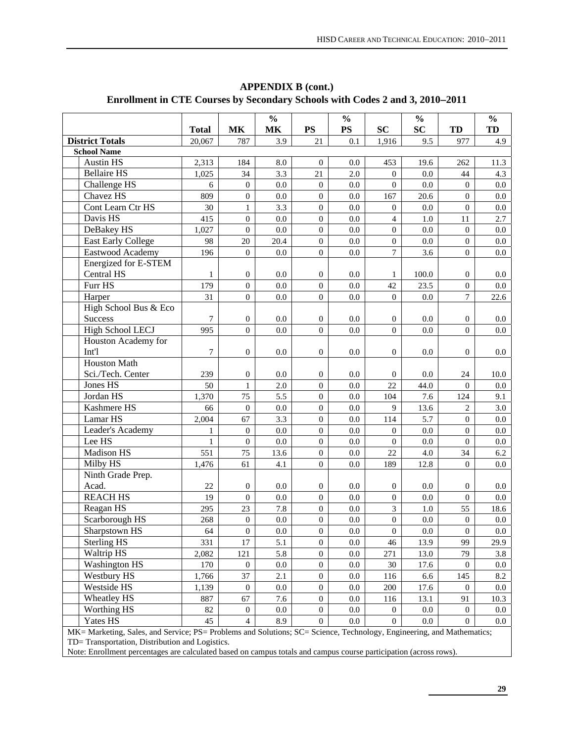## APPENDIX B (cont.)

## Enrollment in CTE Courses by Secondary Schools with Codes 2 and 3, 2010–2011

| | Total | MK | % MK | PS | % PS | SC | % SC | TD | % TD |
|---|---|---|---|---|---|---|---|---|---|
| **District Totals** | 20,067 | 787 | 3.9 | 21 | 0.1 | 1,916 | 9.5 | 977 | 4.9 |
| **School Name** | | | | | | | | | |
| Austin HS | 2,313 | 184 | 8.0 | 0 | 0.0 | 453 | 19.6 | 262 | 11.3 |
| Bellaire HS | 1,025 | 34 | 3.3 | 21 | 2.0 | 0 | 0.0 | 44 | 4.3 |
| Challenge HS | 6 | 0 | 0.0 | 0 | 0.0 | 0 | 0.0 | 0 | 0.0 |
| Chavez HS | 809 | 0 | 0.0 | 0 | 0.0 | 167 | 20.6 | 0 | 0.0 |
| Cont Learn Ctr HS | 30 | 1 | 3.3 | 0 | 0.0 | 0 | 0.0 | 0 | 0.0 |
| Davis HS | 415 | 0 | 0.0 | 0 | 0.0 | 4 | 1.0 | 11 | 2.7 |
| DeBakey HS | 1,027 | 0 | 0.0 | 0 | 0.0 | 0 | 0.0 | 0 | 0.0 |
| East Early College | 98 | 20 | 20.4 | 0 | 0.0 | 0 | 0.0 | 0 | 0.0 |
| Eastwood Academy | 196 | 0 | 0.0 | 0 | 0.0 | 7 | 3.6 | 0 | 0.0 |
| Energized for E-STEM Central HS | 1 | 0 | 0.0 | 0 | 0.0 | 1 | 100.0 | 0 | 0.0 |
| Furr HS | 179 | 0 | 0.0 | 0 | 0.0 | 42 | 23.5 | 0 | 0.0 |
| Harper | 31 | 0 | 0.0 | 0 | 0.0 | 0 | 0.0 | 7 | 22.6 |
| High School Bus & Eco Success | 7 | 0 | 0.0 | 0 | 0.0 | 0 | 0.0 | 0 | 0.0 |
| High School LECJ | 995 | 0 | 0.0 | 0 | 0.0 | 0 | 0.0 | 0 | 0.0 |
| Houston Academy for Int'l | 7 | 0 | 0.0 | 0 | 0.0 | 0 | 0.0 | 0 | 0.0 |
| Houston Math Sci./Tech. Center | 239 | 0 | 0.0 | 0 | 0.0 | 0 | 0.0 | 24 | 10.0 |
| Jones HS | 50 | 1 | 2.0 | 0 | 0.0 | 22 | 44.0 | 0 | 0.0 |
| Jordan HS | 1,370 | 75 | 5.5 | 0 | 0.0 | 104 | 7.6 | 124 | 9.1 |
| Kashmere HS | 66 | 0 | 0.0 | 0 | 0.0 | 9 | 13.6 | 2 | 3.0 |
| Lamar HS | 2,004 | 67 | 3.3 | 0 | 0.0 | 114 | 5.7 | 0 | 0.0 |
| Leader's Academy | 1 | 0 | 0.0 | 0 | 0.0 | 0 | 0.0 | 0 | 0.0 |
| Lee HS | 1 | 0 | 0.0 | 0 | 0.0 | 0 | 0.0 | 0 | 0.0 |
| Madison HS | 551 | 75 | 13.6 | 0 | 0.0 | 22 | 4.0 | 34 | 6.2 |
| Milby HS | 1,476 | 61 | 4.1 | 0 | 0.0 | 189 | 12.8 | 0 | 0.0 |
| Ninth Grade Prep. Acad. | 22 | 0 | 0.0 | 0 | 0.0 | 0 | 0.0 | 0 | 0.0 |
| REACH HS | 19 | 0 | 0.0 | 0 | 0.0 | 0 | 0.0 | 0 | 0.0 |
| Reagan HS | 295 | 23 | 7.8 | 0 | 0.0 | 3 | 1.0 | 55 | 18.6 |
| Scarborough HS | 268 | 0 | 0.0 | 0 | 0.0 | 0 | 0.0 | 0 | 0.0 |
| Sharpstown HS | 64 | 0 | 0.0 | 0 | 0.0 | 0 | 0.0 | 0 | 0.0 |
| Sterling HS | 331 | 17 | 5.1 | 0 | 0.0 | 46 | 13.9 | 99 | 29.9 |
| Waltrip HS | 2,082 | 121 | 5.8 | 0 | 0.0 | 271 | 13.0 | 79 | 3.8 |
| Washington HS | 170 | 0 | 0.0 | 0 | 0.0 | 30 | 17.6 | 0 | 0.0 |
| Westbury HS | 1,766 | 37 | 2.1 | 0 | 0.0 | 116 | 6.6 | 145 | 8.2 |
| Westside HS | 1,139 | 0 | 0.0 | 0 | 0.0 | 200 | 17.6 | 0 | 0.0 |
| Wheatley HS | 887 | 67 | 7.6 | 0 | 0.0 | 116 | 13.1 | 91 | 10.3 |
| Worthing HS | 82 | 0 | 0.0 | 0 | 0.0 | 0 | 0.0 | 0 | 0.0 |
| Yates HS | 45 | 4 | 8.9 | 0 | 0.0 | 0 | 0.0 | 0 | 0.0 |

MK= Marketing, Sales, and Service; PS= Problems and Solutions; SC= Science, Technology, Engineering, and Mathematics; TD= Transportation, Distribution and Logistics.

Note: Enrollment percentages are calculated based on campus totals and campus course participation (across rows).